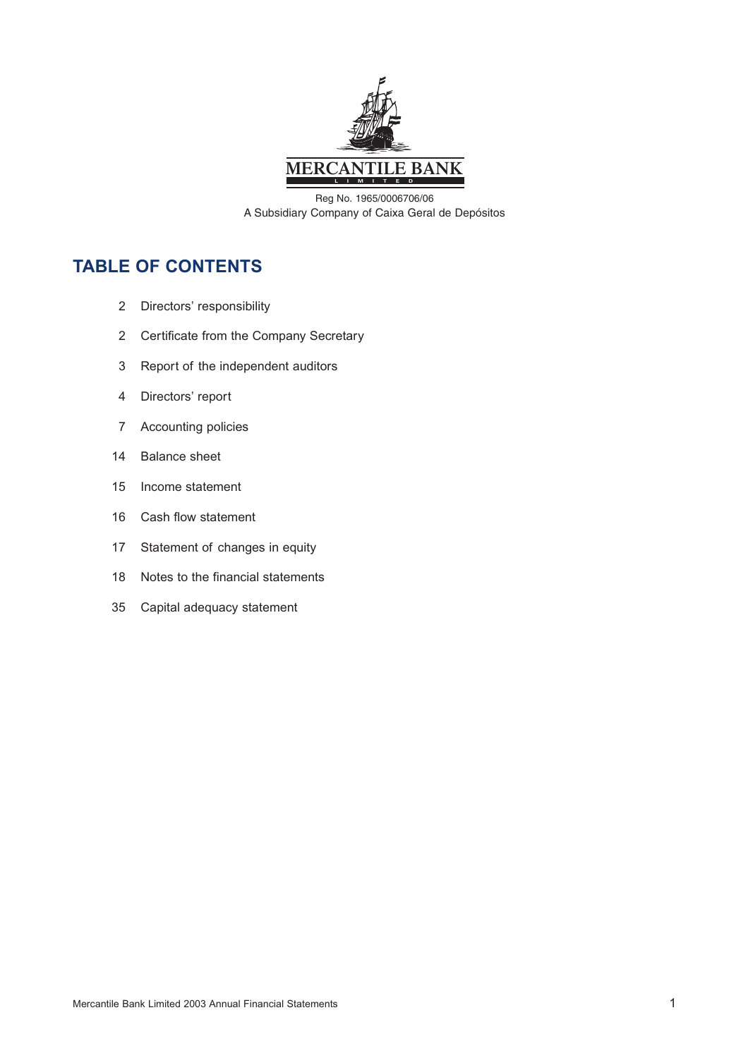MERCANTILE BANK

LIMITED

Reg No. 1965/0006706/06

A Subsidiary Company of Caixa Geral de Depósitos

## TABLE OF CONTENTS

| | |
|---|---|
| 2 | Directors' responsibility |
| 2 | Certificate from the Company Secretary |
| 3 | Report of the independent auditors |
| 4 | Directors' report |
| 7 | Accounting policies |
| 14 | Balance sheet |
| 15 | Income statement |
| 16 | Cash flow statement |
| 17 | Statement of changes in equity |
| 18 | Notes to the financial statements |
| 35 | Capital adequacy statement |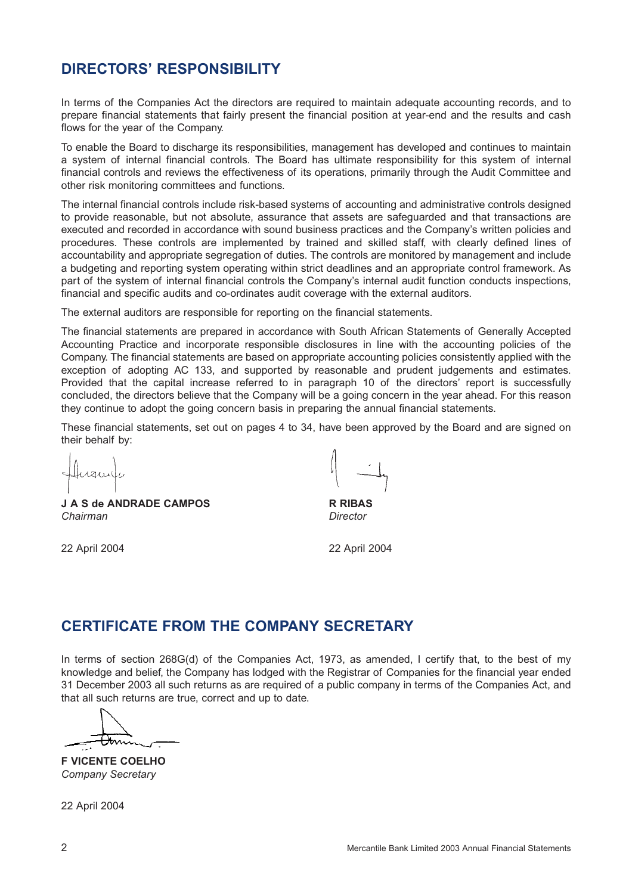## DIRECTORS' RESPONSIBILITY

In terms of the Companies Act the directors are required to maintain adequate accounting records, and to prepare financial statements that fairly present the financial position at year-end and the results and cash flows for the year of the Company.

To enable the Board to discharge its responsibilities, management has developed and continues to maintain a system of internal financial controls. The Board has ultimate responsibility for this system of internal financial controls and reviews the effectiveness of its operations, primarily through the Audit Committee and other risk monitoring committees and functions.

The internal financial controls include risk-based systems of accounting and administrative controls designed to provide reasonable, but not absolute, assurance that assets are safeguarded and that transactions are executed and recorded in accordance with sound business practices and the Company's written policies and procedures. These controls are implemented by trained and skilled staff, with clearly defined lines of accountability and appropriate segregation of duties. The controls are monitored by management and include a budgeting and reporting system operating within strict deadlines and an appropriate control framework. As part of the system of internal financial controls the Company's internal audit function conducts inspections, financial and specific audits and co-ordinates audit coverage with the external auditors.

The external auditors are responsible for reporting on the financial statements.

The financial statements are prepared in accordance with South African Statements of Generally Accepted Accounting Practice and incorporate responsible disclosures in line with the accounting policies of the Company. The financial statements are based on appropriate accounting policies consistently applied with the exception of adopting AC 133, and supported by reasonable and prudent judgements and estimates. Provided that the capital increase referred to in paragraph 10 of the directors' report is successfully concluded, the directors believe that the Company will be a going concern in the year ahead. For this reason they continue to adopt the going concern basis in preparing the annual financial statements.

These financial statements, set out on pages 4 to 34, have been approved by the Board and are signed on their behalf by:

**J A S de ANDRADE CAMPOS**
*Chairman*

22 April 2004

**R RIBAS**
*Director*

22 April 2004

## CERTIFICATE FROM THE COMPANY SECRETARY

In terms of section 268G(d) of the Companies Act, 1973, as amended, I certify that, to the best of my knowledge and belief, the Company has lodged with the Registrar of Companies for the financial year ended 31 December 2003 all such returns as are required of a public company in terms of the Companies Act, and that all such returns are true, correct and up to date.

**F VICENTE COELHO**
*Company Secretary*

22 April 2004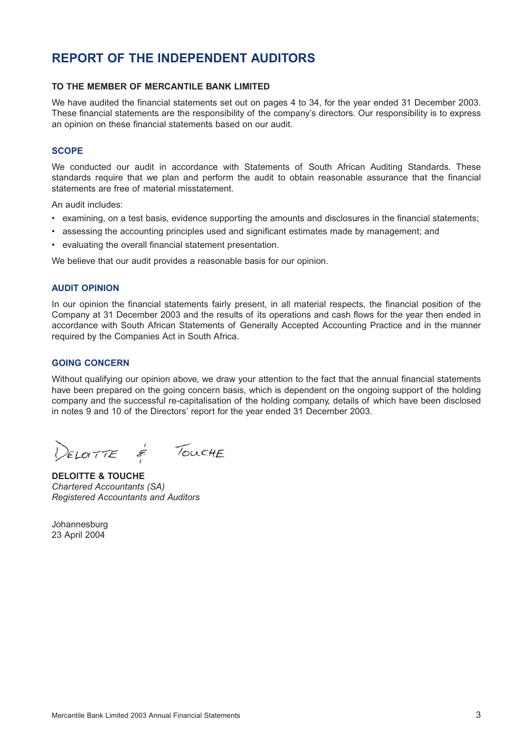# REPORT OF THE INDEPENDENT AUDITORS

**TO THE MEMBER OF MERCANTILE BANK LIMITED**

We have audited the financial statements set out on pages 4 to 34, for the year ended 31 December 2003. These financial statements are the responsibility of the company's directors. Our responsibility is to express an opinion on these financial statements based on our audit.

## SCOPE

We conducted our audit in accordance with Statements of South African Auditing Standards. These standards require that we plan and perform the audit to obtain reasonable assurance that the financial statements are free of material misstatement.

An audit includes:

- examining, on a test basis, evidence supporting the amounts and disclosures in the financial statements;
- assessing the accounting principles used and significant estimates made by management; and
- evaluating the overall financial statement presentation.

We believe that our audit provides a reasonable basis for our opinion.

## AUDIT OPINION

In our opinion the financial statements fairly present, in all material respects, the financial position of the Company at 31 December 2003 and the results of its operations and cash flows for the year then ended in accordance with South African Statements of Generally Accepted Accounting Practice and in the manner required by the Companies Act in South Africa.

## GOING CONCERN

Without qualifying our opinion above, we draw your attention to the fact that the annual financial statements have been prepared on the going concern basis, which is dependent on the ongoing support of the holding company and the successful re-capitalisation of the holding company, details of which have been disclosed in notes 9 and 10 of the Directors' report for the year ended 31 December 2003.

Deloitte & Touche

**DELOITTE & TOUCHE**
*Chartered Accountants (SA)*
*Registered Accountants and Auditors*

Johannesburg
23 April 2004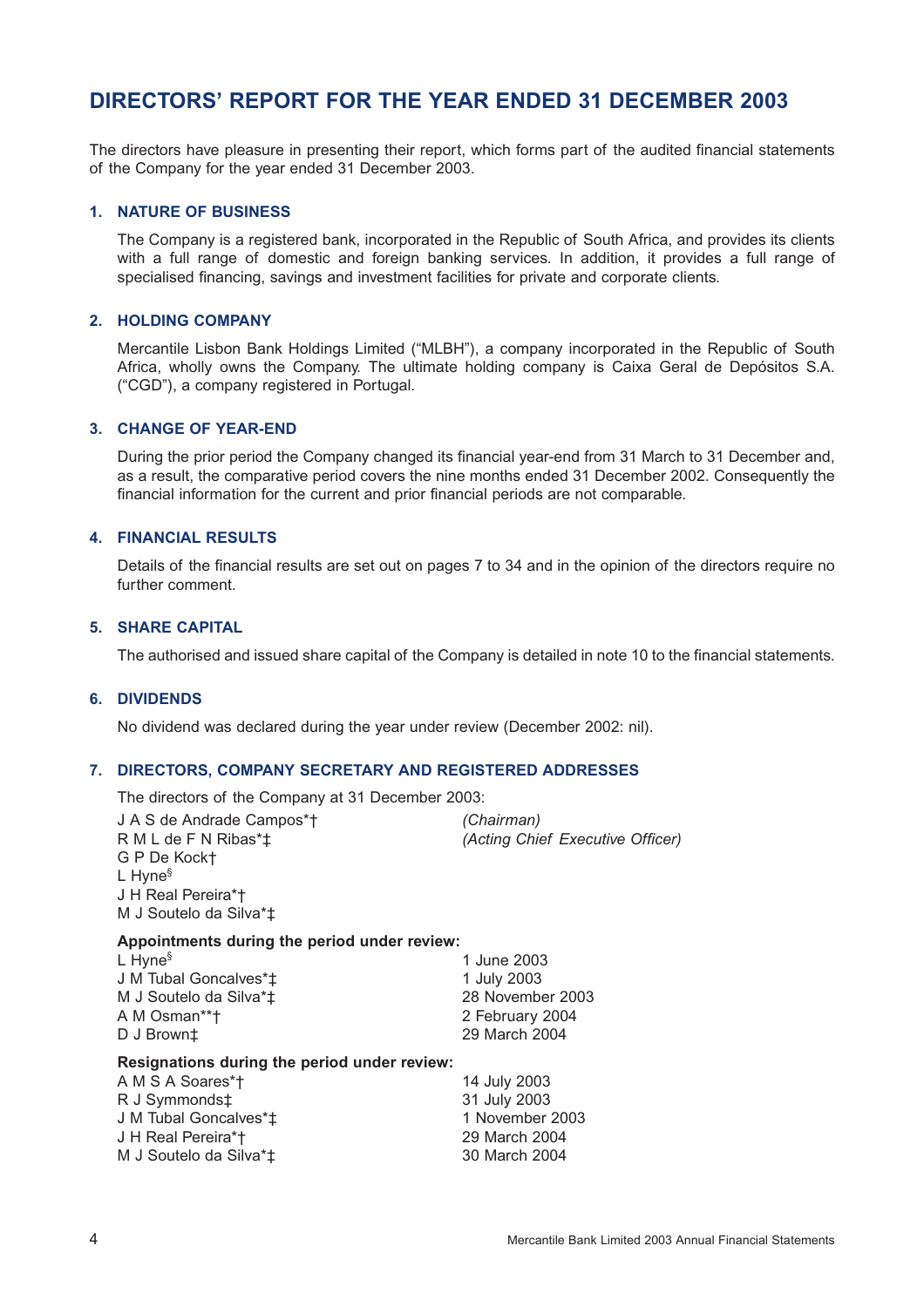# DIRECTORS' REPORT FOR THE YEAR ENDED 31 DECEMBER 2003

The directors have pleasure in presenting their report, which forms part of the audited financial statements of the Company for the year ended 31 December 2003.

## 1. NATURE OF BUSINESS

The Company is a registered bank, incorporated in the Republic of South Africa, and provides its clients with a full range of domestic and foreign banking services. In addition, it provides a full range of specialised financing, savings and investment facilities for private and corporate clients.

## 2. HOLDING COMPANY

Mercantile Lisbon Bank Holdings Limited ("MLBH"), a company incorporated in the Republic of South Africa, wholly owns the Company. The ultimate holding company is Caixa Geral de Depósitos S.A. ("CGD"), a company registered in Portugal.

## 3. CHANGE OF YEAR-END

During the prior period the Company changed its financial year-end from 31 March to 31 December and, as a result, the comparative period covers the nine months ended 31 December 2002. Consequently the financial information for the current and prior financial periods are not comparable.

## 4. FINANCIAL RESULTS

Details of the financial results are set out on pages 7 to 34 and in the opinion of the directors require no further comment.

## 5. SHARE CAPITAL

The authorised and issued share capital of the Company is detailed in note 10 to the financial statements.

## 6. DIVIDENDS

No dividend was declared during the year under review (December 2002: nil).

## 7. DIRECTORS, COMPANY SECRETARY AND REGISTERED ADDRESSES

The directors of the Company at 31 December 2003:

| | |
|---|---|
| J A S de Andrade Campos*† | *(Chairman)* |
| R M L de F N Ribas*‡ | *(Acting Chief Executive Officer)* |
| G P De Kock† | |
| L Hyne§ | |
| J H Real Pereira*† | |
| M J Soutelo da Silva*‡ | |

**Appointments during the period under review:**

| | |
|---|---|
| L Hyne§ | 1 June 2003 |
| J M Tubal Goncalves*‡ | 1 July 2003 |
| M J Soutelo da Silva*‡ | 28 November 2003 |
| A M Osman**† | 2 February 2004 |
| D J Brown‡ | 29 March 2004 |

**Resignations during the period under review:**

| | |
|---|---|
| A M S A Soares*† | 14 July 2003 |
| R J Symmonds‡ | 31 July 2003 |
| J M Tubal Goncalves*‡ | 1 November 2003 |
| J H Real Pereira*† | 29 March 2004 |
| M J Soutelo da Silva*‡ | 30 March 2004 |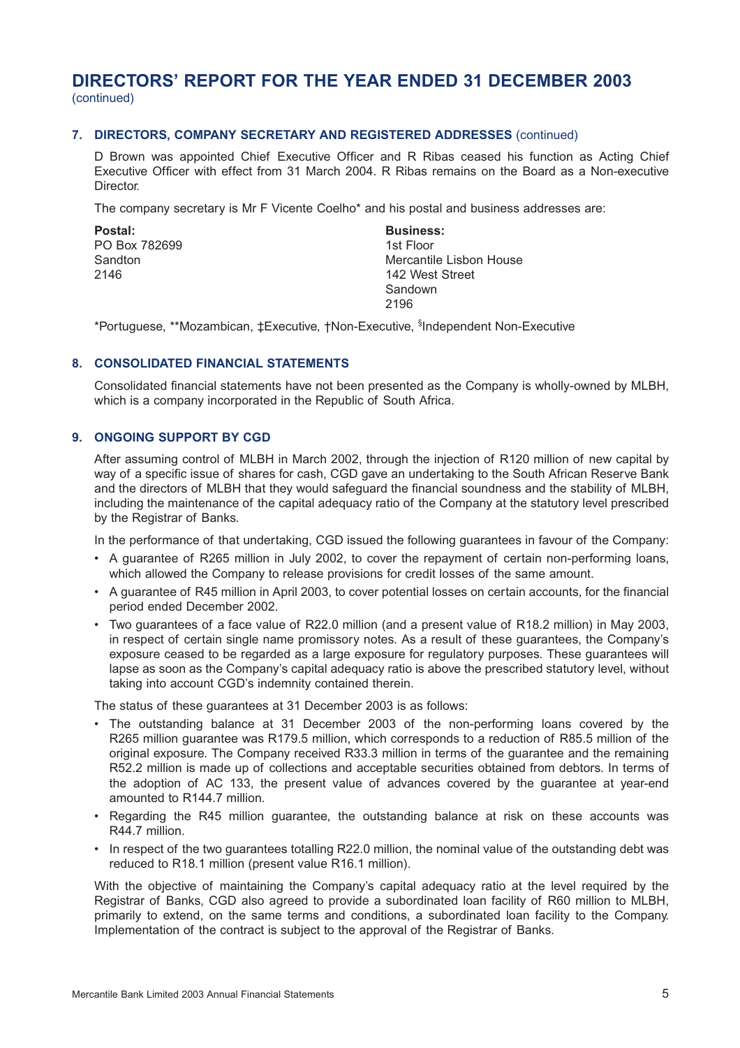# DIRECTORS' REPORT FOR THE YEAR ENDED 31 DECEMBER 2003

(continued)

## 7. DIRECTORS, COMPANY SECRETARY AND REGISTERED ADDRESSES (continued)

D Brown was appointed Chief Executive Officer and R Ribas ceased his function as Acting Chief Executive Officer with effect from 31 March 2004. R Ribas remains on the Board as a Non-executive Director.

The company secretary is Mr F Vicente Coelho* and his postal and business addresses are:

| **Postal:** | **Business:** |
|---|---|
| PO Box 782699 | 1st Floor |
| Sandton | Mercantile Lisbon House |
| 2146 | 142 West Street |
| | Sandown |
| | 2196 |

*Portuguese, **Mozambican, ‡Executive, †Non-Executive, §Independent Non-Executive

## 8. CONSOLIDATED FINANCIAL STATEMENTS

Consolidated financial statements have not been presented as the Company is wholly-owned by MLBH, which is a company incorporated in the Republic of South Africa.

## 9. ONGOING SUPPORT BY CGD

After assuming control of MLBH in March 2002, through the injection of R120 million of new capital by way of a specific issue of shares for cash, CGD gave an undertaking to the South African Reserve Bank and the directors of MLBH that they would safeguard the financial soundness and the stability of MLBH, including the maintenance of the capital adequacy ratio of the Company at the statutory level prescribed by the Registrar of Banks.

In the performance of that undertaking, CGD issued the following guarantees in favour of the Company:

- A guarantee of R265 million in July 2002, to cover the repayment of certain non-performing loans, which allowed the Company to release provisions for credit losses of the same amount.
- A guarantee of R45 million in April 2003, to cover potential losses on certain accounts, for the financial period ended December 2002.
- Two guarantees of a face value of R22.0 million (and a present value of R18.2 million) in May 2003, in respect of certain single name promissory notes. As a result of these guarantees, the Company's exposure ceased to be regarded as a large exposure for regulatory purposes. These guarantees will lapse as soon as the Company's capital adequacy ratio is above the prescribed statutory level, without taking into account CGD's indemnity contained therein.

The status of these guarantees at 31 December 2003 is as follows:

- The outstanding balance at 31 December 2003 of the non-performing loans covered by the R265 million guarantee was R179.5 million, which corresponds to a reduction of R85.5 million of the original exposure. The Company received R33.3 million in terms of the guarantee and the remaining R52.2 million is made up of collections and acceptable securities obtained from debtors. In terms of the adoption of AC 133, the present value of advances covered by the guarantee at year-end amounted to R144.7 million.
- Regarding the R45 million guarantee, the outstanding balance at risk on these accounts was R44.7 million.
- In respect of the two guarantees totalling R22.0 million, the nominal value of the outstanding debt was reduced to R18.1 million (present value R16.1 million).

With the objective of maintaining the Company's capital adequacy ratio at the level required by the Registrar of Banks, CGD also agreed to provide a subordinated loan facility of R60 million to MLBH, primarily to extend, on the same terms and conditions, a subordinated loan facility to the Company. Implementation of the contract is subject to the approval of the Registrar of Banks.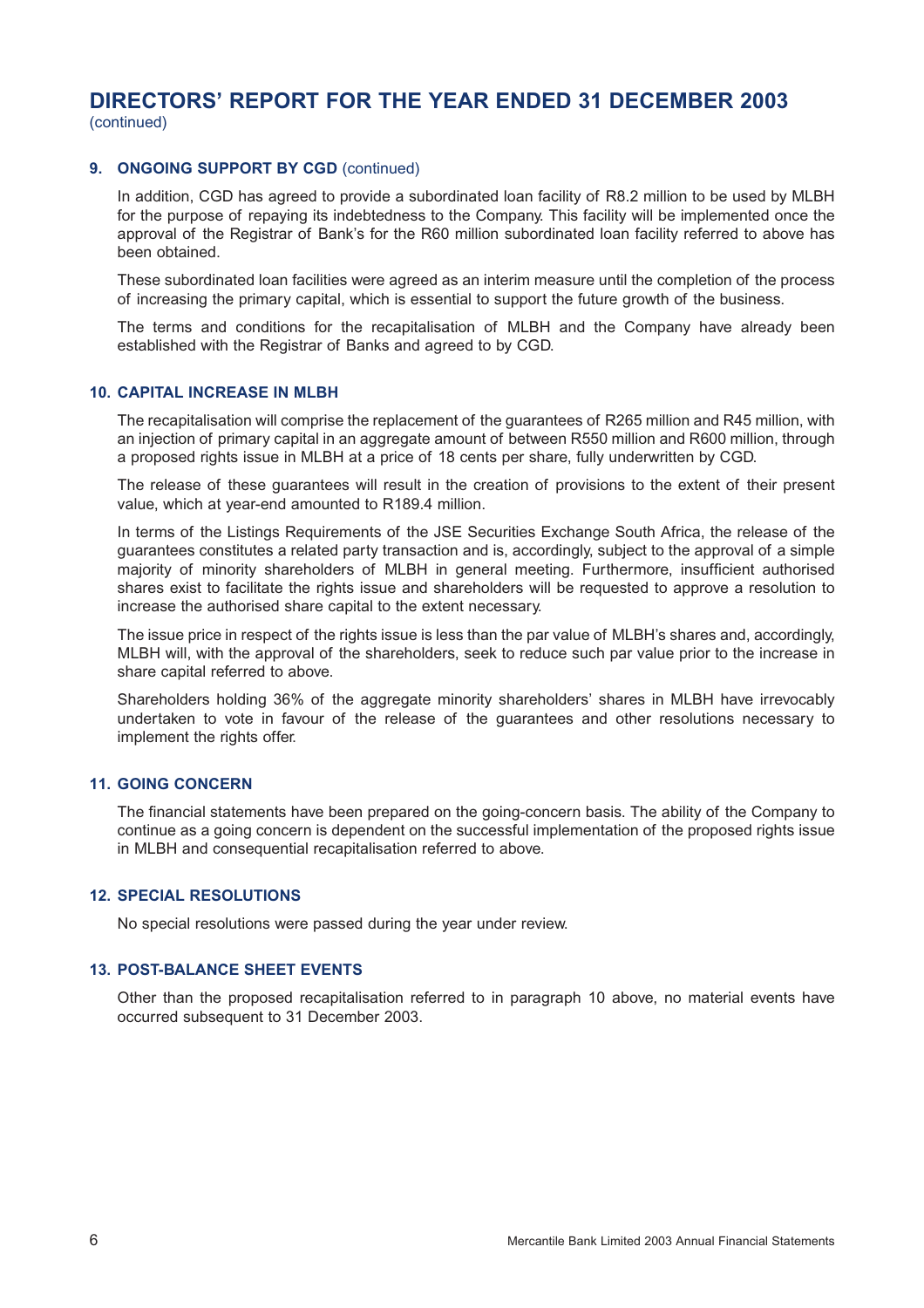# DIRECTORS' REPORT FOR THE YEAR ENDED 31 DECEMBER 2003
(continued)

## 9. ONGOING SUPPORT BY CGD (continued)

In addition, CGD has agreed to provide a subordinated loan facility of R8.2 million to be used by MLBH for the purpose of repaying its indebtedness to the Company. This facility will be implemented once the approval of the Registrar of Bank's for the R60 million subordinated loan facility referred to above has been obtained.

These subordinated loan facilities were agreed as an interim measure until the completion of the process of increasing the primary capital, which is essential to support the future growth of the business.

The terms and conditions for the recapitalisation of MLBH and the Company have already been established with the Registrar of Banks and agreed to by CGD.

## 10. CAPITAL INCREASE IN MLBH

The recapitalisation will comprise the replacement of the guarantees of R265 million and R45 million, with an injection of primary capital in an aggregate amount of between R550 million and R600 million, through a proposed rights issue in MLBH at a price of 18 cents per share, fully underwritten by CGD.

The release of these guarantees will result in the creation of provisions to the extent of their present value, which at year-end amounted to R189.4 million.

In terms of the Listings Requirements of the JSE Securities Exchange South Africa, the release of the guarantees constitutes a related party transaction and is, accordingly, subject to the approval of a simple majority of minority shareholders of MLBH in general meeting. Furthermore, insufficient authorised shares exist to facilitate the rights issue and shareholders will be requested to approve a resolution to increase the authorised share capital to the extent necessary.

The issue price in respect of the rights issue is less than the par value of MLBH's shares and, accordingly, MLBH will, with the approval of the shareholders, seek to reduce such par value prior to the increase in share capital referred to above.

Shareholders holding 36% of the aggregate minority shareholders' shares in MLBH have irrevocably undertaken to vote in favour of the release of the guarantees and other resolutions necessary to implement the rights offer.

## 11. GOING CONCERN

The financial statements have been prepared on the going-concern basis. The ability of the Company to continue as a going concern is dependent on the successful implementation of the proposed rights issue in MLBH and consequential recapitalisation referred to above.

## 12. SPECIAL RESOLUTIONS

No special resolutions were passed during the year under review.

## 13. POST-BALANCE SHEET EVENTS

Other than the proposed recapitalisation referred to in paragraph 10 above, no material events have occurred subsequent to 31 December 2003.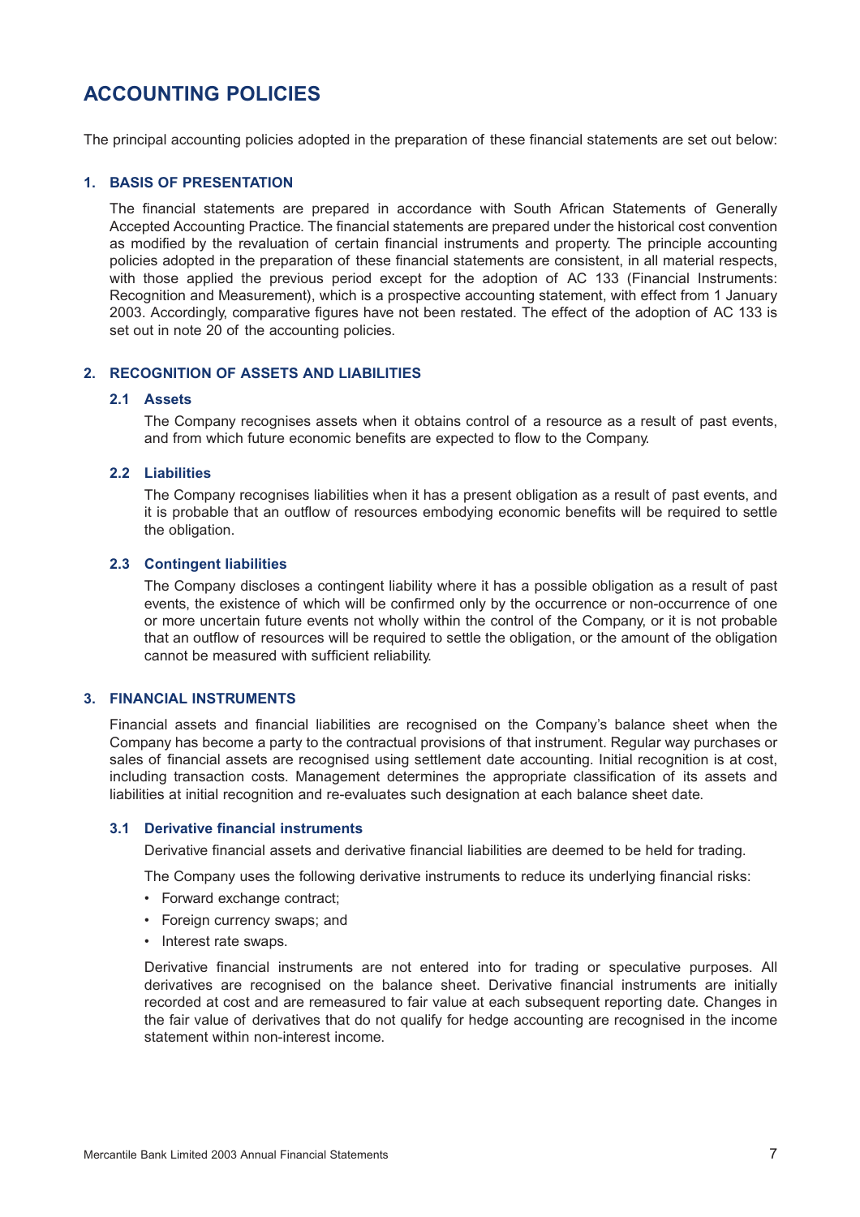# ACCOUNTING POLICIES

The principal accounting policies adopted in the preparation of these financial statements are set out below:

## 1. BASIS OF PRESENTATION

The financial statements are prepared in accordance with South African Statements of Generally Accepted Accounting Practice. The financial statements are prepared under the historical cost convention as modified by the revaluation of certain financial instruments and property. The principle accounting policies adopted in the preparation of these financial statements are consistent, in all material respects, with those applied the previous period except for the adoption of AC 133 (Financial Instruments: Recognition and Measurement), which is a prospective accounting statement, with effect from 1 January 2003. Accordingly, comparative figures have not been restated. The effect of the adoption of AC 133 is set out in note 20 of the accounting policies.

## 2. RECOGNITION OF ASSETS AND LIABILITIES

### 2.1 Assets

The Company recognises assets when it obtains control of a resource as a result of past events, and from which future economic benefits are expected to flow to the Company.

### 2.2 Liabilities

The Company recognises liabilities when it has a present obligation as a result of past events, and it is probable that an outflow of resources embodying economic benefits will be required to settle the obligation.

### 2.3 Contingent liabilities

The Company discloses a contingent liability where it has a possible obligation as a result of past events, the existence of which will be confirmed only by the occurrence or non-occurrence of one or more uncertain future events not wholly within the control of the Company, or it is not probable that an outflow of resources will be required to settle the obligation, or the amount of the obligation cannot be measured with sufficient reliability.

## 3. FINANCIAL INSTRUMENTS

Financial assets and financial liabilities are recognised on the Company's balance sheet when the Company has become a party to the contractual provisions of that instrument. Regular way purchases or sales of financial assets are recognised using settlement date accounting. Initial recognition is at cost, including transaction costs. Management determines the appropriate classification of its assets and liabilities at initial recognition and re-evaluates such designation at each balance sheet date.

### 3.1 Derivative financial instruments

Derivative financial assets and derivative financial liabilities are deemed to be held for trading.

The Company uses the following derivative instruments to reduce its underlying financial risks:

- Forward exchange contract;
- Foreign currency swaps; and
- Interest rate swaps.

Derivative financial instruments are not entered into for trading or speculative purposes. All derivatives are recognised on the balance sheet. Derivative financial instruments are initially recorded at cost and are remeasured to fair value at each subsequent reporting date. Changes in the fair value of derivatives that do not qualify for hedge accounting are recognised in the income statement within non-interest income.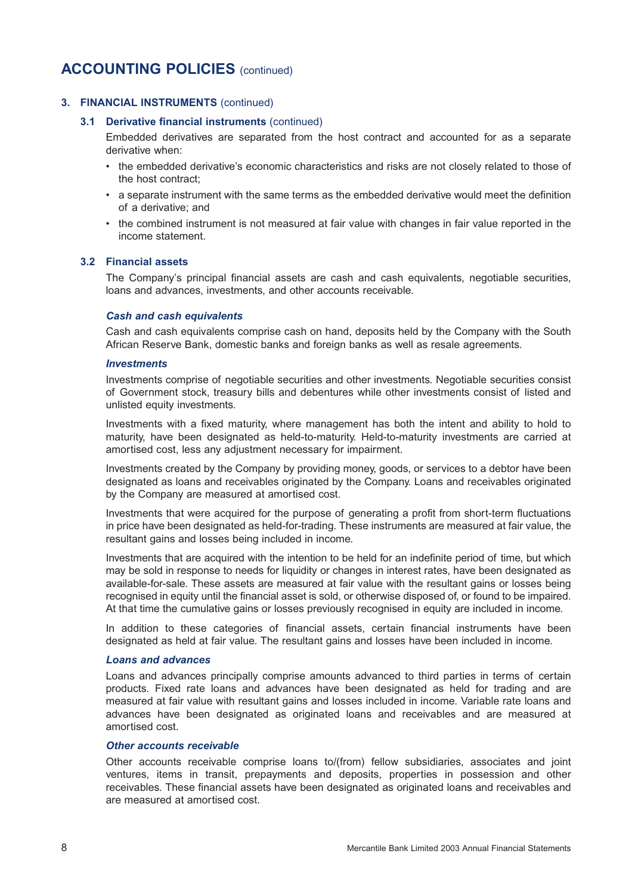# ACCOUNTING POLICIES (continued)

## 3. FINANCIAL INSTRUMENTS (continued)

### 3.1 Derivative financial instruments (continued)

Embedded derivatives are separated from the host contract and accounted for as a separate derivative when:

- the embedded derivative's economic characteristics and risks are not closely related to those of the host contract;
- a separate instrument with the same terms as the embedded derivative would meet the definition of a derivative; and
- the combined instrument is not measured at fair value with changes in fair value reported in the income statement.

### 3.2 Financial assets

The Company's principal financial assets are cash and cash equivalents, negotiable securities, loans and advances, investments, and other accounts receivable.

***Cash and cash equivalents***

Cash and cash equivalents comprise cash on hand, deposits held by the Company with the South African Reserve Bank, domestic banks and foreign banks as well as resale agreements.

***Investments***

Investments comprise of negotiable securities and other investments. Negotiable securities consist of Government stock, treasury bills and debentures while other investments consist of listed and unlisted equity investments.

Investments with a fixed maturity, where management has both the intent and ability to hold to maturity, have been designated as held-to-maturity. Held-to-maturity investments are carried at amortised cost, less any adjustment necessary for impairment.

Investments created by the Company by providing money, goods, or services to a debtor have been designated as loans and receivables originated by the Company. Loans and receivables originated by the Company are measured at amortised cost.

Investments that were acquired for the purpose of generating a profit from short-term fluctuations in price have been designated as held-for-trading. These instruments are measured at fair value, the resultant gains and losses being included in income.

Investments that are acquired with the intention to be held for an indefinite period of time, but which may be sold in response to needs for liquidity or changes in interest rates, have been designated as available-for-sale. These assets are measured at fair value with the resultant gains or losses being recognised in equity until the financial asset is sold, or otherwise disposed of, or found to be impaired. At that time the cumulative gains or losses previously recognised in equity are included in income.

In addition to these categories of financial assets, certain financial instruments have been designated as held at fair value. The resultant gains and losses have been included in income.

***Loans and advances***

Loans and advances principally comprise amounts advanced to third parties in terms of certain products. Fixed rate loans and advances have been designated as held for trading and are measured at fair value with resultant gains and losses included in income. Variable rate loans and advances have been designated as originated loans and receivables and are measured at amortised cost.

***Other accounts receivable***

Other accounts receivable comprise loans to/(from) fellow subsidiaries, associates and joint ventures, items in transit, prepayments and deposits, properties in possession and other receivables. These financial assets have been designated as originated loans and receivables and are measured at amortised cost.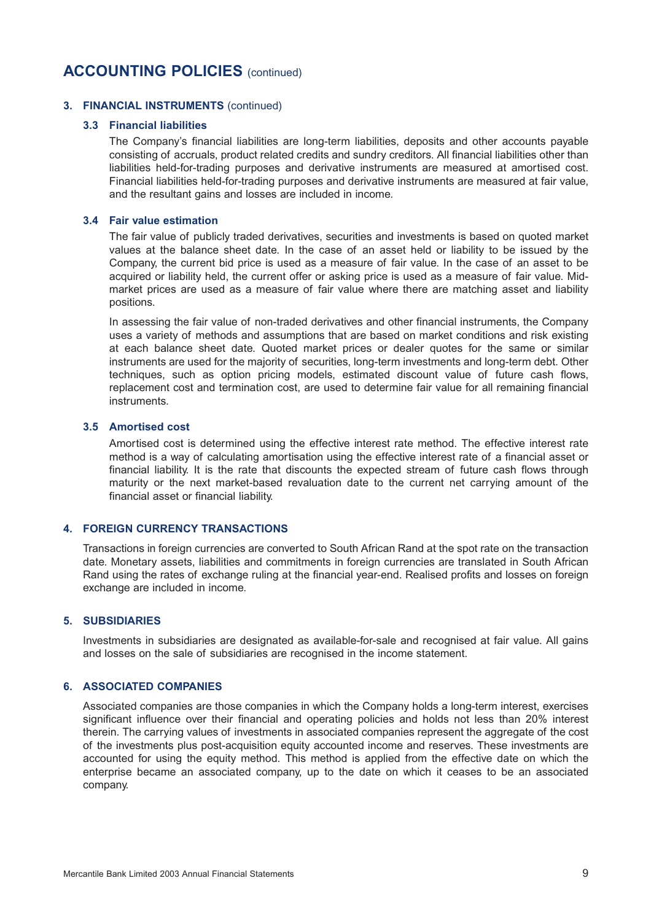# ACCOUNTING POLICIES (continued)

## 3. FINANCIAL INSTRUMENTS (continued)

### 3.3 Financial liabilities

The Company's financial liabilities are long-term liabilities, deposits and other accounts payable consisting of accruals, product related credits and sundry creditors. All financial liabilities other than liabilities held-for-trading purposes and derivative instruments are measured at amortised cost. Financial liabilities held-for-trading purposes and derivative instruments are measured at fair value, and the resultant gains and losses are included in income.

### 3.4 Fair value estimation

The fair value of publicly traded derivatives, securities and investments is based on quoted market values at the balance sheet date. In the case of an asset held or liability to be issued by the Company, the current bid price is used as a measure of fair value. In the case of an asset to be acquired or liability held, the current offer or asking price is used as a measure of fair value. Mid-market prices are used as a measure of fair value where there are matching asset and liability positions.

In assessing the fair value of non-traded derivatives and other financial instruments, the Company uses a variety of methods and assumptions that are based on market conditions and risk existing at each balance sheet date. Quoted market prices or dealer quotes for the same or similar instruments are used for the majority of securities, long-term investments and long-term debt. Other techniques, such as option pricing models, estimated discount value of future cash flows, replacement cost and termination cost, are used to determine fair value for all remaining financial instruments.

### 3.5 Amortised cost

Amortised cost is determined using the effective interest rate method. The effective interest rate method is a way of calculating amortisation using the effective interest rate of a financial asset or financial liability. It is the rate that discounts the expected stream of future cash flows through maturity or the next market-based revaluation date to the current net carrying amount of the financial asset or financial liability.

## 4. FOREIGN CURRENCY TRANSACTIONS

Transactions in foreign currencies are converted to South African Rand at the spot rate on the transaction date. Monetary assets, liabilities and commitments in foreign currencies are translated in South African Rand using the rates of exchange ruling at the financial year-end. Realised profits and losses on foreign exchange are included in income.

## 5. SUBSIDIARIES

Investments in subsidiaries are designated as available-for-sale and recognised at fair value. All gains and losses on the sale of subsidiaries are recognised in the income statement.

## 6. ASSOCIATED COMPANIES

Associated companies are those companies in which the Company holds a long-term interest, exercises significant influence over their financial and operating policies and holds not less than 20% interest therein. The carrying values of investments in associated companies represent the aggregate of the cost of the investments plus post-acquisition equity accounted income and reserves. These investments are accounted for using the equity method. This method is applied from the effective date on which the enterprise became an associated company, up to the date on which it ceases to be an associated company.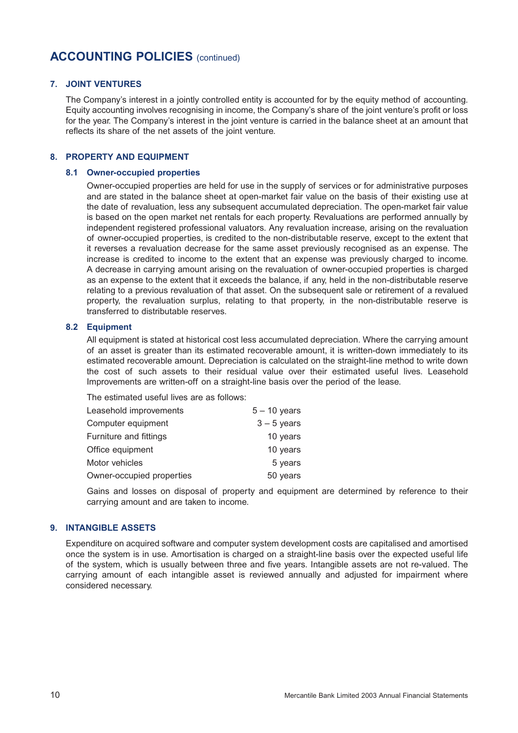# ACCOUNTING POLICIES (continued)

## 7. JOINT VENTURES

The Company's interest in a jointly controlled entity is accounted for by the equity method of accounting. Equity accounting involves recognising in income, the Company's share of the joint venture's profit or loss for the year. The Company's interest in the joint venture is carried in the balance sheet at an amount that reflects its share of the net assets of the joint venture.

## 8. PROPERTY AND EQUIPMENT

### 8.1 Owner-occupied properties

Owner-occupied properties are held for use in the supply of services or for administrative purposes and are stated in the balance sheet at open-market fair value on the basis of their existing use at the date of revaluation, less any subsequent accumulated depreciation. The open-market fair value is based on the open market net rentals for each property. Revaluations are performed annually by independent registered professional valuators. Any revaluation increase, arising on the revaluation of owner-occupied properties, is credited to the non-distributable reserve, except to the extent that it reverses a revaluation decrease for the same asset previously recognised as an expense. The increase is credited to income to the extent that an expense was previously charged to income. A decrease in carrying amount arising on the revaluation of owner-occupied properties is charged as an expense to the extent that it exceeds the balance, if any, held in the non-distributable reserve relating to a previous revaluation of that asset. On the subsequent sale or retirement of a revalued property, the revaluation surplus, relating to that property, in the non-distributable reserve is transferred to distributable reserves.

### 8.2 Equipment

All equipment is stated at historical cost less accumulated depreciation. Where the carrying amount of an asset is greater than its estimated recoverable amount, it is written-down immediately to its estimated recoverable amount. Depreciation is calculated on the straight-line method to write down the cost of such assets to their residual value over their estimated useful lives. Leasehold Improvements are written-off on a straight-line basis over the period of the lease.

The estimated useful lives are as follows:

| | |
|---|---|
| Leasehold improvements | 5 – 10 years |
| Computer equipment | 3 – 5 years |
| Furniture and fittings | 10 years |
| Office equipment | 10 years |
| Motor vehicles | 5 years |
| Owner-occupied properties | 50 years |

Gains and losses on disposal of property and equipment are determined by reference to their carrying amount and are taken to income.

## 9. INTANGIBLE ASSETS

Expenditure on acquired software and computer system development costs are capitalised and amortised once the system is in use. Amortisation is charged on a straight-line basis over the expected useful life of the system, which is usually between three and five years. Intangible assets are not re-valued. The carrying amount of each intangible asset is reviewed annually and adjusted for impairment where considered necessary.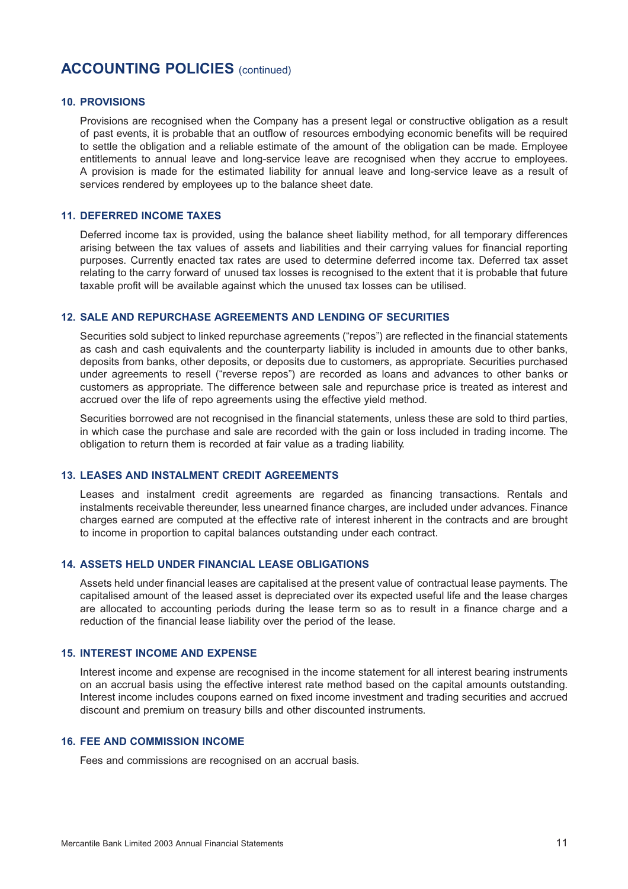# ACCOUNTING POLICIES (continued)

## 10. PROVISIONS

Provisions are recognised when the Company has a present legal or constructive obligation as a result of past events, it is probable that an outflow of resources embodying economic benefits will be required to settle the obligation and a reliable estimate of the amount of the obligation can be made. Employee entitlements to annual leave and long-service leave are recognised when they accrue to employees. A provision is made for the estimated liability for annual leave and long-service leave as a result of services rendered by employees up to the balance sheet date.

## 11. DEFERRED INCOME TAXES

Deferred income tax is provided, using the balance sheet liability method, for all temporary differences arising between the tax values of assets and liabilities and their carrying values for financial reporting purposes. Currently enacted tax rates are used to determine deferred income tax. Deferred tax asset relating to the carry forward of unused tax losses is recognised to the extent that it is probable that future taxable profit will be available against which the unused tax losses can be utilised.

## 12. SALE AND REPURCHASE AGREEMENTS AND LENDING OF SECURITIES

Securities sold subject to linked repurchase agreements ("repos") are reflected in the financial statements as cash and cash equivalents and the counterparty liability is included in amounts due to other banks, deposits from banks, other deposits, or deposits due to customers, as appropriate. Securities purchased under agreements to resell ("reverse repos") are recorded as loans and advances to other banks or customers as appropriate. The difference between sale and repurchase price is treated as interest and accrued over the life of repo agreements using the effective yield method.

Securities borrowed are not recognised in the financial statements, unless these are sold to third parties, in which case the purchase and sale are recorded with the gain or loss included in trading income. The obligation to return them is recorded at fair value as a trading liability.

## 13. LEASES AND INSTALMENT CREDIT AGREEMENTS

Leases and instalment credit agreements are regarded as financing transactions. Rentals and instalments receivable thereunder, less unearned finance charges, are included under advances. Finance charges earned are computed at the effective rate of interest inherent in the contracts and are brought to income in proportion to capital balances outstanding under each contract.

## 14. ASSETS HELD UNDER FINANCIAL LEASE OBLIGATIONS

Assets held under financial leases are capitalised at the present value of contractual lease payments. The capitalised amount of the leased asset is depreciated over its expected useful life and the lease charges are allocated to accounting periods during the lease term so as to result in a finance charge and a reduction of the financial lease liability over the period of the lease.

## 15. INTEREST INCOME AND EXPENSE

Interest income and expense are recognised in the income statement for all interest bearing instruments on an accrual basis using the effective interest rate method based on the capital amounts outstanding. Interest income includes coupons earned on fixed income investment and trading securities and accrued discount and premium on treasury bills and other discounted instruments.

## 16. FEE AND COMMISSION INCOME

Fees and commissions are recognised on an accrual basis.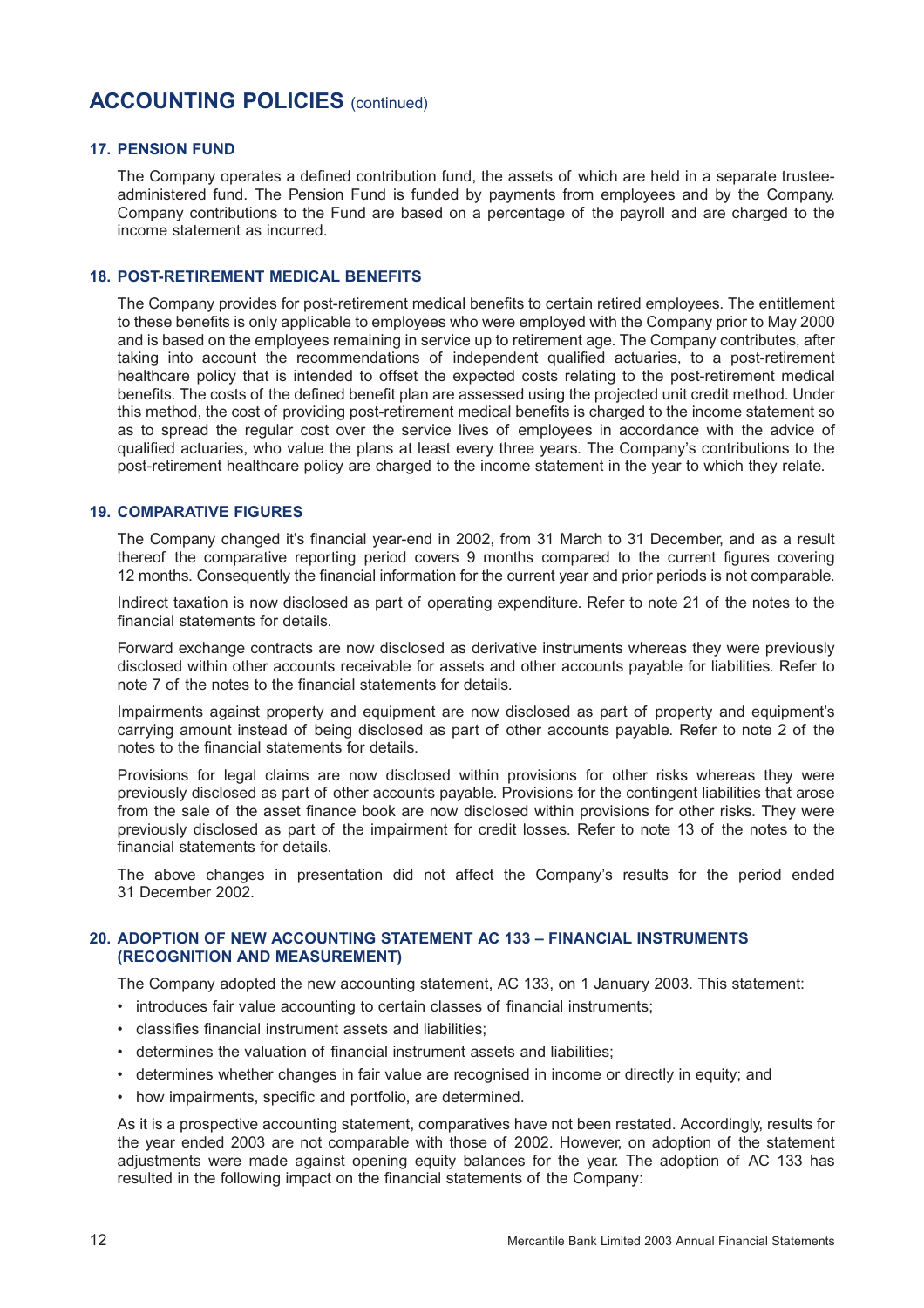# ACCOUNTING POLICIES (continued)

## 17. PENSION FUND

The Company operates a defined contribution fund, the assets of which are held in a separate trustee-administered fund. The Pension Fund is funded by payments from employees and by the Company. Company contributions to the Fund are based on a percentage of the payroll and are charged to the income statement as incurred.

## 18. POST-RETIREMENT MEDICAL BENEFITS

The Company provides for post-retirement medical benefits to certain retired employees. The entitlement to these benefits is only applicable to employees who were employed with the Company prior to May 2000 and is based on the employees remaining in service up to retirement age. The Company contributes, after taking into account the recommendations of independent qualified actuaries, to a post-retirement healthcare policy that is intended to offset the expected costs relating to the post-retirement medical benefits. The costs of the defined benefit plan are assessed using the projected unit credit method. Under this method, the cost of providing post-retirement medical benefits is charged to the income statement so as to spread the regular cost over the service lives of employees in accordance with the advice of qualified actuaries, who value the plans at least every three years. The Company's contributions to the post-retirement healthcare policy are charged to the income statement in the year to which they relate.

## 19. COMPARATIVE FIGURES

The Company changed it's financial year-end in 2002, from 31 March to 31 December, and as a result thereof the comparative reporting period covers 9 months compared to the current figures covering 12 months. Consequently the financial information for the current year and prior periods is not comparable.

Indirect taxation is now disclosed as part of operating expenditure. Refer to note 21 of the notes to the financial statements for details.

Forward exchange contracts are now disclosed as derivative instruments whereas they were previously disclosed within other accounts receivable for assets and other accounts payable for liabilities. Refer to note 7 of the notes to the financial statements for details.

Impairments against property and equipment are now disclosed as part of property and equipment's carrying amount instead of being disclosed as part of other accounts payable. Refer to note 2 of the notes to the financial statements for details.

Provisions for legal claims are now disclosed within provisions for other risks whereas they were previously disclosed as part of other accounts payable. Provisions for the contingent liabilities that arose from the sale of the asset finance book are now disclosed within provisions for other risks. They were previously disclosed as part of the impairment for credit losses. Refer to note 13 of the notes to the financial statements for details.

The above changes in presentation did not affect the Company's results for the period ended 31 December 2002.

## 20. ADOPTION OF NEW ACCOUNTING STATEMENT AC 133 – FINANCIAL INSTRUMENTS (RECOGNITION AND MEASUREMENT)

The Company adopted the new accounting statement, AC 133, on 1 January 2003. This statement:

- introduces fair value accounting to certain classes of financial instruments;
- classifies financial instrument assets and liabilities;
- determines the valuation of financial instrument assets and liabilities;
- determines whether changes in fair value are recognised in income or directly in equity; and
- how impairments, specific and portfolio, are determined.

As it is a prospective accounting statement, comparatives have not been restated. Accordingly, results for the year ended 2003 are not comparable with those of 2002. However, on adoption of the statement adjustments were made against opening equity balances for the year. The adoption of AC 133 has resulted in the following impact on the financial statements of the Company: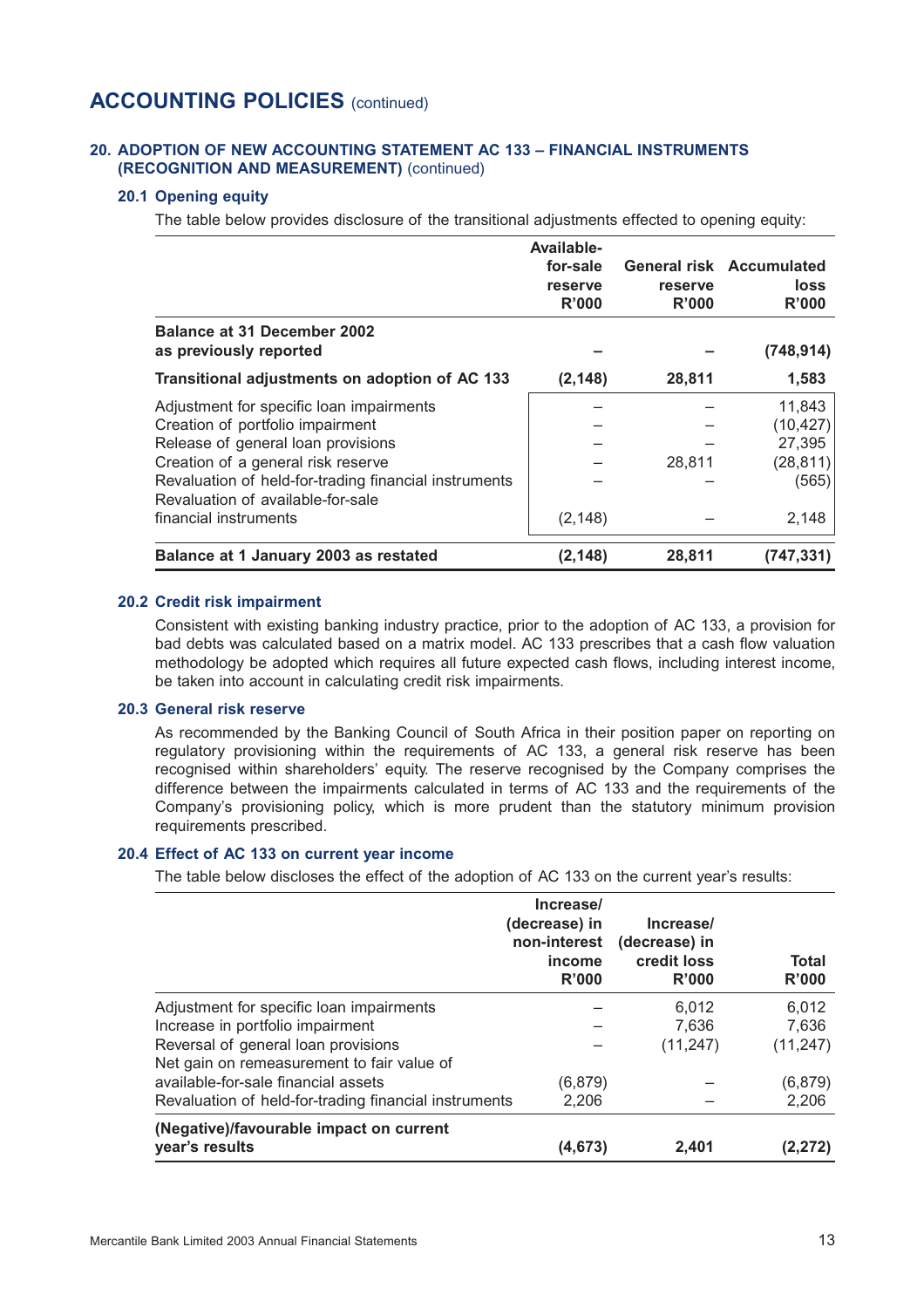# ACCOUNTING POLICIES (continued)

## 20. ADOPTION OF NEW ACCOUNTING STATEMENT AC 133 – FINANCIAL INSTRUMENTS (RECOGNITION AND MEASUREMENT) (continued)

### 20.1 Opening equity

The table below provides disclosure of the transitional adjustments effected to opening equity:

| | Available-for-sale reserve R'000 | General risk reserve R'000 | Accumulated loss R'000 |
|---|---|---|---|
| **Balance at 31 December 2002 as previously reported** | **–** | **–** | **(748,914)** |
| **Transitional adjustments on adoption of AC 133** | **(2,148)** | **28,811** | **1,583** |
| Adjustment for specific loan impairments | – | – | 11,843 |
| Creation of portfolio impairment | – | – | (10,427) |
| Release of general loan provisions | – | – | 27,395 |
| Creation of a general risk reserve | – | 28,811 | (28,811) |
| Revaluation of held-for-trading financial instruments | – | – | (565) |
| Revaluation of available-for-sale financial instruments | (2,148) | – | 2,148 |
| **Balance at 1 January 2003 as restated** | **(2,148)** | **28,811** | **(747,331)** |

### 20.2 Credit risk impairment

Consistent with existing banking industry practice, prior to the adoption of AC 133, a provision for bad debts was calculated based on a matrix model. AC 133 prescribes that a cash flow valuation methodology be adopted which requires all future expected cash flows, including interest income, be taken into account in calculating credit risk impairments.

### 20.3 General risk reserve

As recommended by the Banking Council of South Africa in their position paper on reporting on regulatory provisioning within the requirements of AC 133, a general risk reserve has been recognised within shareholders' equity. The reserve recognised by the Company comprises the difference between the impairments calculated in terms of AC 133 and the requirements of the Company's provisioning policy, which is more prudent than the statutory minimum provision requirements prescribed.

### 20.4 Effect of AC 133 on current year income

The table below discloses the effect of the adoption of AC 133 on the current year's results:

| | Increase/ (decrease) in non-interest income R'000 | Increase/ (decrease) in credit loss R'000 | Total R'000 |
|---|---|---|---|
| Adjustment for specific loan impairments | – | 6,012 | 6,012 |
| Increase in portfolio impairment | – | 7,636 | 7,636 |
| Reversal of general loan provisions | – | (11,247) | (11,247) |
| Net gain on remeasurement to fair value of available-for-sale financial assets | (6,879) | – | (6,879) |
| Revaluation of held-for-trading financial instruments | 2,206 | – | 2,206 |
| **(Negative)/favourable impact on current year's results** | **(4,673)** | **2,401** | **(2,272)** |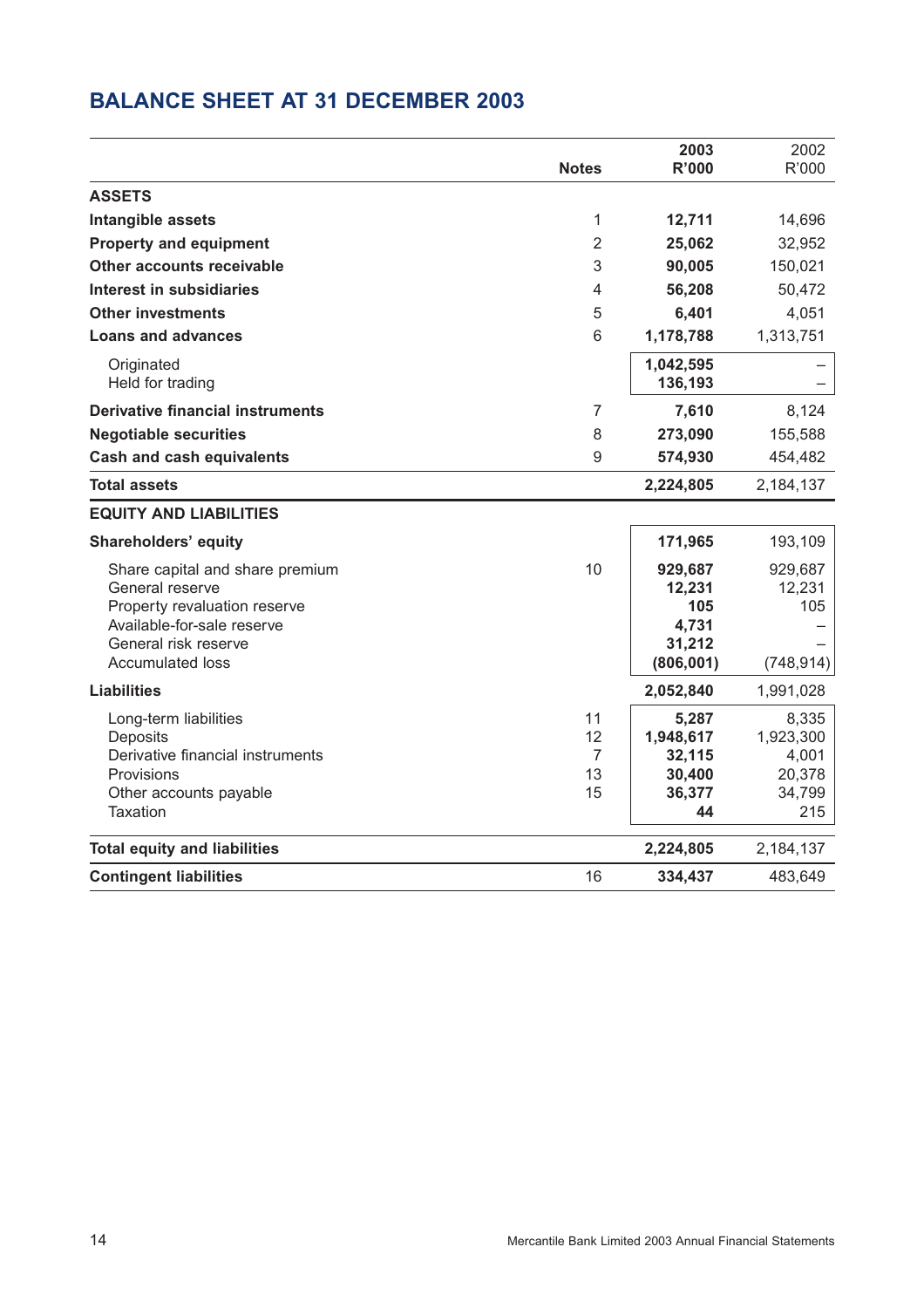# BALANCE SHEET AT 31 DECEMBER 2003

| | Notes | 2003 R'000 | 2002 R'000 |
|---|---|---|---|
| **ASSETS** | | | |
| **Intangible assets** | 1 | **12,711** | 14,696 |
| **Property and equipment** | 2 | **25,062** | 32,952 |
| **Other accounts receivable** | 3 | **90,005** | 150,021 |
| **Interest in subsidiaries** | 4 | **56,208** | 50,472 |
| **Other investments** | 5 | **6,401** | 4,051 |
| **Loans and advances** | 6 | **1,178,788** | 1,313,751 |
| Originated | | **1,042,595** | – |
| Held for trading | | **136,193** | – |
| **Derivative financial instruments** | 7 | **7,610** | 8,124 |
| **Negotiable securities** | 8 | **273,090** | 155,588 |
| **Cash and cash equivalents** | 9 | **574,930** | 454,482 |
| **Total assets** | | **2,224,805** | 2,184,137 |
| **EQUITY AND LIABILITIES** | | | |
| **Shareholders' equity** | | **171,965** | 193,109 |
| Share capital and share premium | 10 | **929,687** | 929,687 |
| General reserve | | **12,231** | 12,231 |
| Property revaluation reserve | | **105** | 105 |
| Available-for-sale reserve | | **4,731** | – |
| General risk reserve | | **31,212** | – |
| Accumulated loss | | **(806,001)** | (748,914) |
| **Liabilities** | | **2,052,840** | 1,991,028 |
| Long-term liabilities | 11 | **5,287** | 8,335 |
| Deposits | 12 | **1,948,617** | 1,923,300 |
| Derivative financial instruments | 7 | **32,115** | 4,001 |
| Provisions | 13 | **30,400** | 20,378 |
| Other accounts payable | 15 | **36,377** | 34,799 |
| Taxation | | **44** | 215 |
| **Total equity and liabilities** | | **2,224,805** | 2,184,137 |
| **Contingent liabilities** | 16 | **334,437** | 483,649 |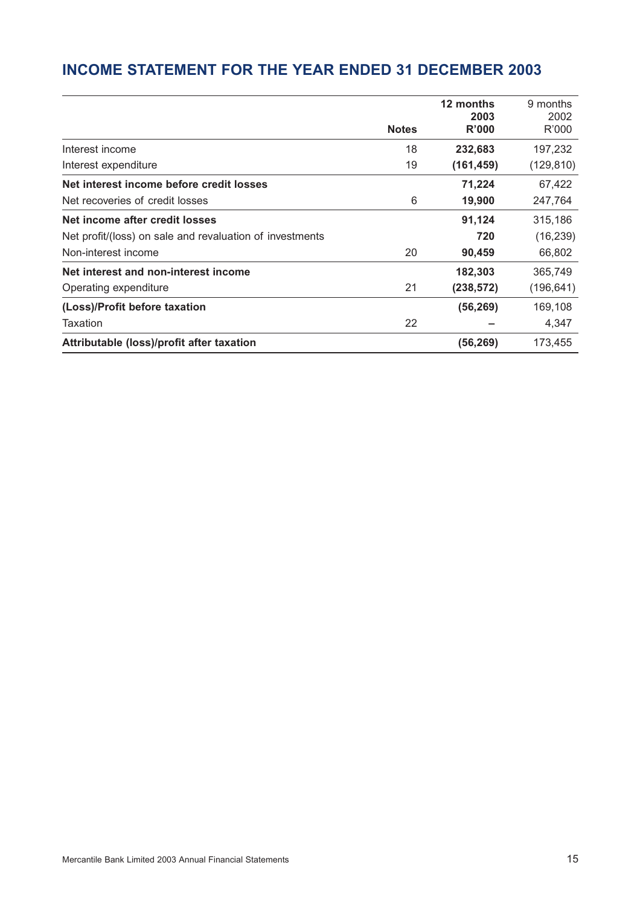## INCOME STATEMENT FOR THE YEAR ENDED 31 DECEMBER 2003

| | Notes | 12 months 2003 R'000 | 9 months 2002 R'000 |
|---|---|---|---|
| Interest income | 18 | **232,683** | 197,232 |
| Interest expenditure | 19 | **(161,459)** | (129,810) |
| **Net interest income before credit losses** | | **71,224** | 67,422 |
| Net recoveries of credit losses | 6 | **19,900** | 247,764 |
| **Net income after credit losses** | | **91,124** | 315,186 |
| Net profit/(loss) on sale and revaluation of investments | | **720** | (16,239) |
| Non-interest income | 20 | **90,459** | 66,802 |
| **Net interest and non-interest income** | | **182,303** | 365,749 |
| Operating expenditure | 21 | **(238,572)** | (196,641) |
| **(Loss)/Profit before taxation** | | **(56,269)** | 169,108 |
| Taxation | 22 | **–** | 4,347 |
| **Attributable (loss)/profit after taxation** | | **(56,269)** | 173,455 |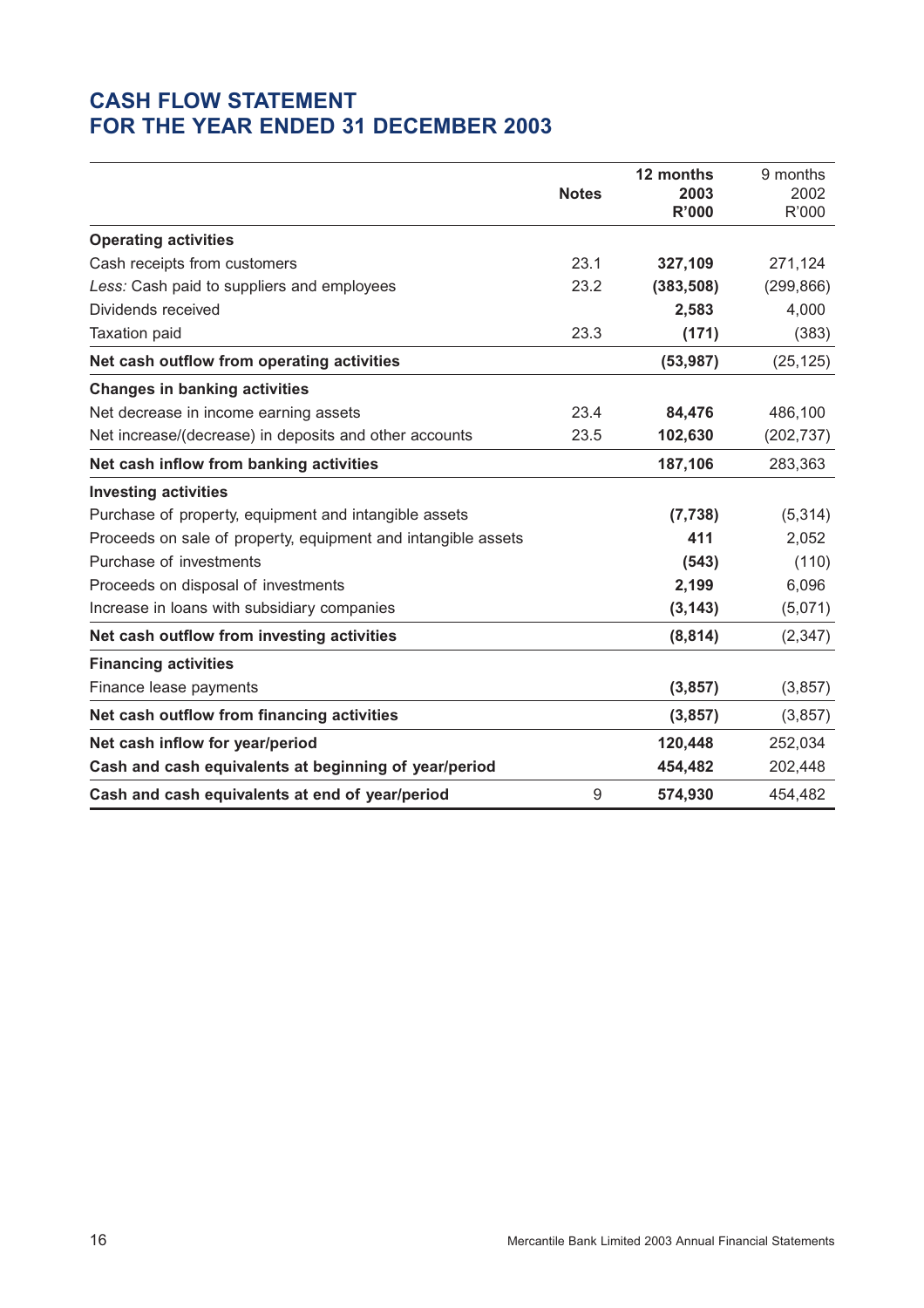# CASH FLOW STATEMENT
# FOR THE YEAR ENDED 31 DECEMBER 2003

| | Notes | **12 months 2003 R'000** | 9 months 2002 R'000 |
|---|---|---|---|
| **Operating activities** | | | |
| Cash receipts from customers | 23.1 | **327,109** | 271,124 |
| *Less:* Cash paid to suppliers and employees | 23.2 | **(383,508)** | (299,866) |
| Dividends received | | **2,583** | 4,000 |
| Taxation paid | 23.3 | **(171)** | (383) |
| **Net cash outflow from operating activities** | | **(53,987)** | (25,125) |
| **Changes in banking activities** | | | |
| Net decrease in income earning assets | 23.4 | **84,476** | 486,100 |
| Net increase/(decrease) in deposits and other accounts | 23.5 | **102,630** | (202,737) |
| **Net cash inflow from banking activities** | | **187,106** | 283,363 |
| **Investing activities** | | | |
| Purchase of property, equipment and intangible assets | | **(7,738)** | (5,314) |
| Proceeds on sale of property, equipment and intangible assets | | **411** | 2,052 |
| Purchase of investments | | **(543)** | (110) |
| Proceeds on disposal of investments | | **2,199** | 6,096 |
| Increase in loans with subsidiary companies | | **(3,143)** | (5,071) |
| **Net cash outflow from investing activities** | | **(8,814)** | (2,347) |
| **Financing activities** | | | |
| Finance lease payments | | **(3,857)** | (3,857) |
| **Net cash outflow from financing activities** | | **(3,857)** | (3,857) |
| **Net cash inflow for year/period** | | **120,448** | 252,034 |
| **Cash and cash equivalents at beginning of year/period** | | **454,482** | 202,448 |
| **Cash and cash equivalents at end of year/period** | 9 | **574,930** | 454,482 |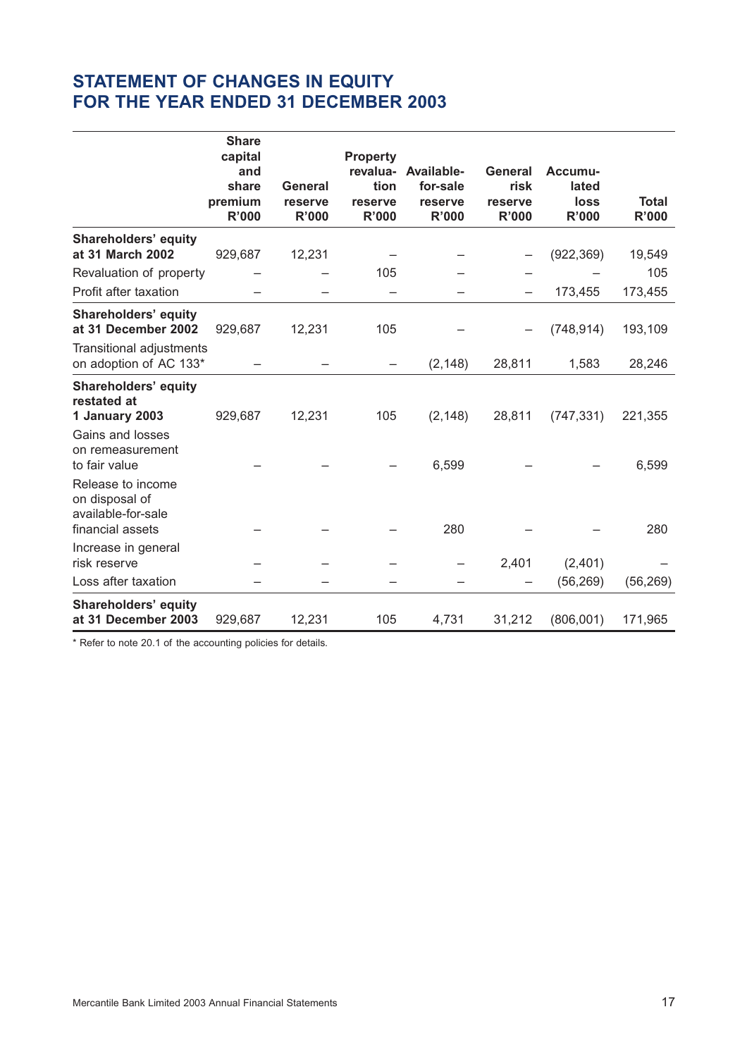## STATEMENT OF CHANGES IN EQUITY FOR THE YEAR ENDED 31 DECEMBER 2003

| | Share capital and share premium R'000 | General reserve R'000 | Property revalua-tion reserve R'000 | Available-for-sale reserve R'000 | General risk reserve R'000 | Accumu-lated loss R'000 | Total R'000 |
|---|---|---|---|---|---|---|---|
| **Shareholders' equity at 31 March 2002** | 929,687 | 12,231 | – | – | – | (922,369) | 19,549 |
| Revaluation of property | – | – | 105 | – | – | – | 105 |
| Profit after taxation | – | – | – | – | – | 173,455 | 173,455 |
| **Shareholders' equity at 31 December 2002** | 929,687 | 12,231 | 105 | – | – | (748,914) | 193,109 |
| Transitional adjustments on adoption of AC 133* | – | – | – | (2,148) | 28,811 | 1,583 | 28,246 |
| **Shareholders' equity restated at 1 January 2003** | 929,687 | 12,231 | 105 | (2,148) | 28,811 | (747,331) | 221,355 |
| Gains and losses on remeasurement to fair value | – | – | – | 6,599 | – | – | 6,599 |
| Release to income on disposal of available-for-sale financial assets | – | – | – | 280 | – | – | 280 |
| Increase in general risk reserve | – | – | – | – | 2,401 | (2,401) | – |
| Loss after taxation | – | – | – | – | – | (56,269) | (56,269) |
| **Shareholders' equity at 31 December 2003** | 929,687 | 12,231 | 105 | 4,731 | 31,212 | (806,001) | 171,965 |

* Refer to note 20.1 of the accounting policies for details.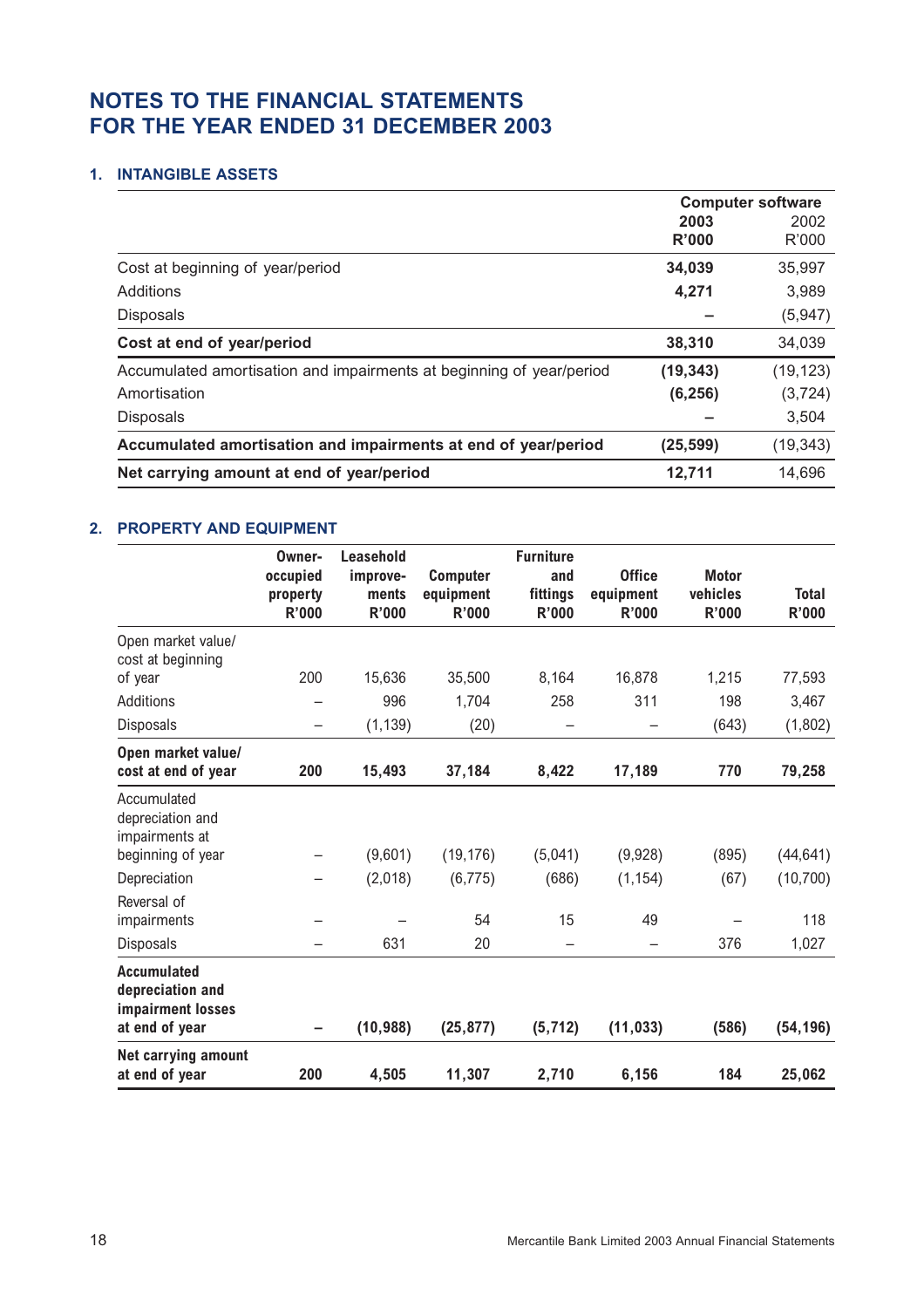# NOTES TO THE FINANCIAL STATEMENTS FOR THE YEAR ENDED 31 DECEMBER 2003

## 1. INTANGIBLE ASSETS

| | Computer software | |
|---|---|---|
| | **2003 R'000** | 2002 R'000 |
| Cost at beginning of year/period | **34,039** | 35,997 |
| Additions | **4,271** | 3,989 |
| Disposals | **–** | (5,947) |
| **Cost at end of year/period** | **38,310** | 34,039 |
| Accumulated amortisation and impairments at beginning of year/period | **(19,343)** | (19,123) |
| Amortisation | **(6,256)** | (3,724) |
| Disposals | **–** | 3,504 |
| **Accumulated amortisation and impairments at end of year/period** | **(25,599)** | (19,343) |
| **Net carrying amount at end of year/period** | **12,711** | 14,696 |

## 2. PROPERTY AND EQUIPMENT

| | Owner-occupied property R'000 | Leasehold improvements R'000 | Computer equipment R'000 | Furniture and fittings R'000 | Office equipment R'000 | Motor vehicles R'000 | Total R'000 |
|---|---|---|---|---|---|---|---|
| Open market value/ cost at beginning of year | 200 | 15,636 | 35,500 | 8,164 | 16,878 | 1,215 | 77,593 |
| Additions | – | 996 | 1,704 | 258 | 311 | 198 | 3,467 |
| Disposals | – | (1,139) | (20) | – | – | (643) | (1,802) |
| **Open market value/ cost at end of year** | **200** | **15,493** | **37,184** | **8,422** | **17,189** | **770** | **79,258** |
| Accumulated depreciation and impairments at beginning of year | – | (9,601) | (19,176) | (5,041) | (9,928) | (895) | (44,641) |
| Depreciation | – | (2,018) | (6,775) | (686) | (1,154) | (67) | (10,700) |
| Reversal of impairments | – | – | 54 | 15 | 49 | – | 118 |
| Disposals | – | 631 | 20 | – | – | 376 | 1,027 |
| **Accumulated depreciation and impairment losses at end of year** | **–** | **(10,988)** | **(25,877)** | **(5,712)** | **(11,033)** | **(586)** | **(54,196)** |
| **Net carrying amount at end of year** | **200** | **4,505** | **11,307** | **2,710** | **6,156** | **184** | **25,062** |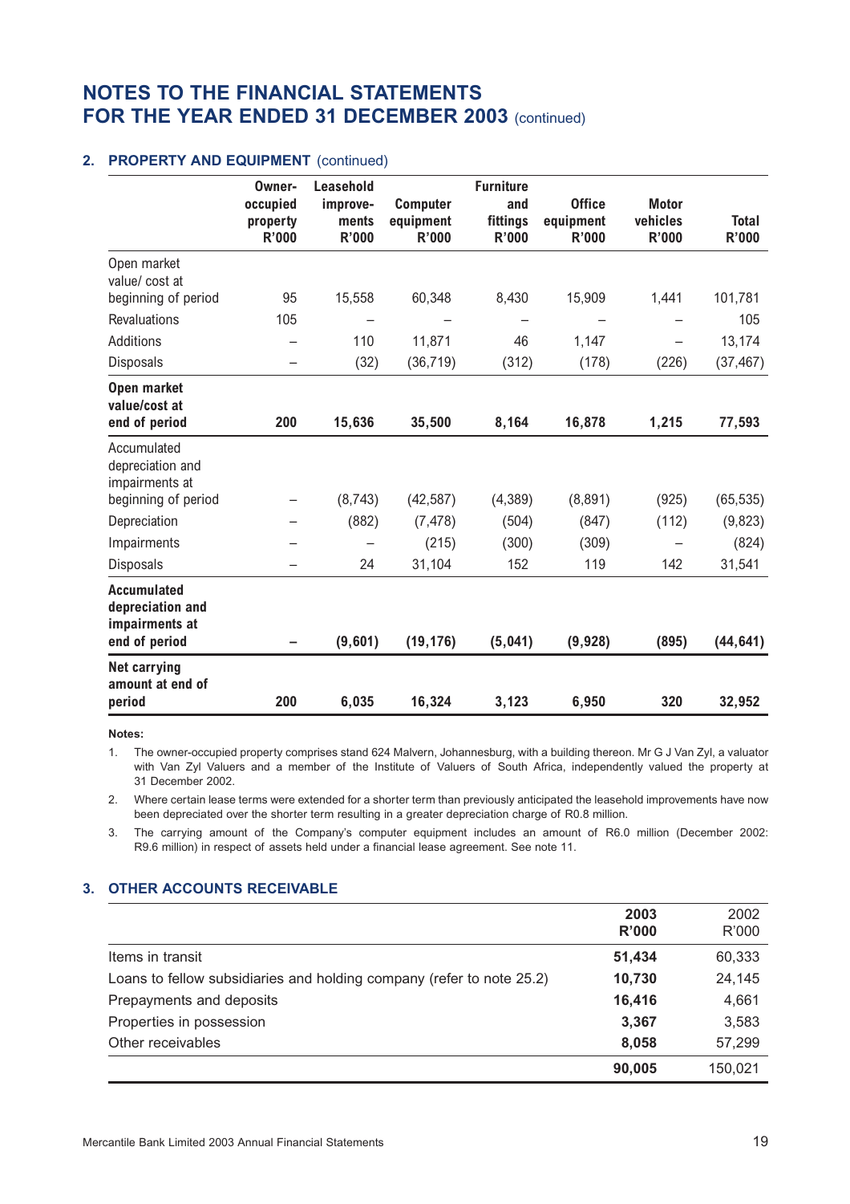# NOTES TO THE FINANCIAL STATEMENTS FOR THE YEAR ENDED 31 DECEMBER 2003 (continued)

## 2. PROPERTY AND EQUIPMENT (continued)

| | Owner-occupied property R'000 | Leasehold improvements R'000 | Computer equipment R'000 | Furniture and fittings R'000 | Office equipment R'000 | Motor vehicles R'000 | Total R'000 |
|---|---|---|---|---|---|---|---|
| Open market value/ cost at beginning of period | 95 | 15,558 | 60,348 | 8,430 | 15,909 | 1,441 | 101,781 |
| Revaluations | 105 | – | – | – | – | – | 105 |
| Additions | – | 110 | 11,871 | 46 | 1,147 | – | 13,174 |
| Disposals | – | (32) | (36,719) | (312) | (178) | (226) | (37,467) |
| **Open market value/cost at end of period** | **200** | **15,636** | **35,500** | **8,164** | **16,878** | **1,215** | **77,593** |
| Accumulated depreciation and impairments at beginning of period | – | (8,743) | (42,587) | (4,389) | (8,891) | (925) | (65,535) |
| Depreciation | – | (882) | (7,478) | (504) | (847) | (112) | (9,823) |
| Impairments | – | – | (215) | (300) | (309) | – | (824) |
| Disposals | – | 24 | 31,104 | 152 | 119 | 142 | 31,541 |
| **Accumulated depreciation and impairments at end of period** | **–** | **(9,601)** | **(19,176)** | **(5,041)** | **(9,928)** | **(895)** | **(44,641)** |
| **Net carrying amount at end of period** | **200** | **6,035** | **16,324** | **3,123** | **6,950** | **320** | **32,952** |

**Notes:**

1. The owner-occupied property comprises stand 624 Malvern, Johannesburg, with a building thereon. Mr G J Van Zyl, a valuator with Van Zyl Valuers and a member of the Institute of Valuers of South Africa, independently valued the property at 31 December 2002.
2. Where certain lease terms were extended for a shorter term than previously anticipated the leasehold improvements have now been depreciated over the shorter term resulting in a greater depreciation charge of R0.8 million.
3. The carrying amount of the Company's computer equipment includes an amount of R6.0 million (December 2002: R9.6 million) in respect of assets held under a financial lease agreement. See note 11.

## 3. OTHER ACCOUNTS RECEIVABLE

| | **2003 R'000** | 2002 R'000 |
|---|---|---|
| Items in transit | **51,434** | 60,333 |
| Loans to fellow subsidiaries and holding company (refer to note 25.2) | **10,730** | 24,145 |
| Prepayments and deposits | **16,416** | 4,661 |
| Properties in possession | **3,367** | 3,583 |
| Other receivables | **8,058** | 57,299 |
| | **90,005** | 150,021 |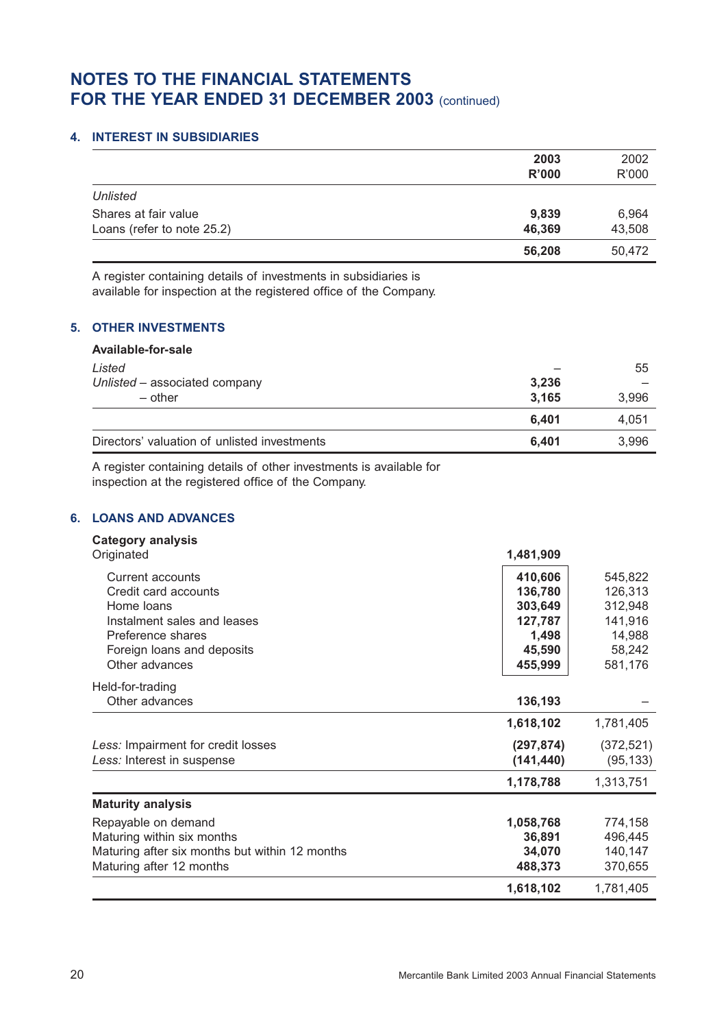# NOTES TO THE FINANCIAL STATEMENTS FOR THE YEAR ENDED 31 DECEMBER 2003 (continued)

## 4. INTEREST IN SUBSIDIARIES

| | **2003 R'000** | 2002 R'000 |
|---|---|---|
| *Unlisted* | | |
| Shares at fair value | **9,839** | 6,964 |
| Loans (refer to note 25.2) | **46,369** | 43,508 |
| | **56,208** | 50,472 |

A register containing details of investments in subsidiaries is available for inspection at the registered office of the Company.

## 5. OTHER INVESTMENTS

| | **2003 R'000** | 2002 R'000 |
|---|---|---|
| **Available-for-sale** | | |
| *Listed* | – | 55 |
| *Unlisted* – associated company | **3,236** | – |
| – other | **3,165** | 3,996 |
| | **6,401** | 4,051 |
| Directors' valuation of unlisted investments | **6,401** | 3,996 |

A register containing details of other investments is available for inspection at the registered office of the Company.

## 6. LOANS AND ADVANCES

| | **2003 R'000** | 2002 R'000 |
|---|---|---|
| **Category analysis** | | |
| Originated | **1,481,909** | |
| Current accounts | **410,606** | 545,822 |
| Credit card accounts | **136,780** | 126,313 |
| Home loans | **303,649** | 312,948 |
| Instalment sales and leases | **127,787** | 141,916 |
| Preference shares | **1,498** | 14,988 |
| Foreign loans and deposits | **45,590** | 58,242 |
| Other advances | **455,999** | 581,176 |
| Held-for-trading | | |
| Other advances | **136,193** | – |
| | **1,618,102** | 1,781,405 |
| *Less:* Impairment for credit losses | **(297,874)** | (372,521) |
| *Less:* Interest in suspense | **(141,440)** | (95,133) |
| | **1,178,788** | 1,313,751 |
| **Maturity analysis** | | |
| Repayable on demand | **1,058,768** | 774,158 |
| Maturing within six months | **36,891** | 496,445 |
| Maturing after six months but within 12 months | **34,070** | 140,147 |
| Maturing after 12 months | **488,373** | 370,655 |
| | **1,618,102** | 1,781,405 |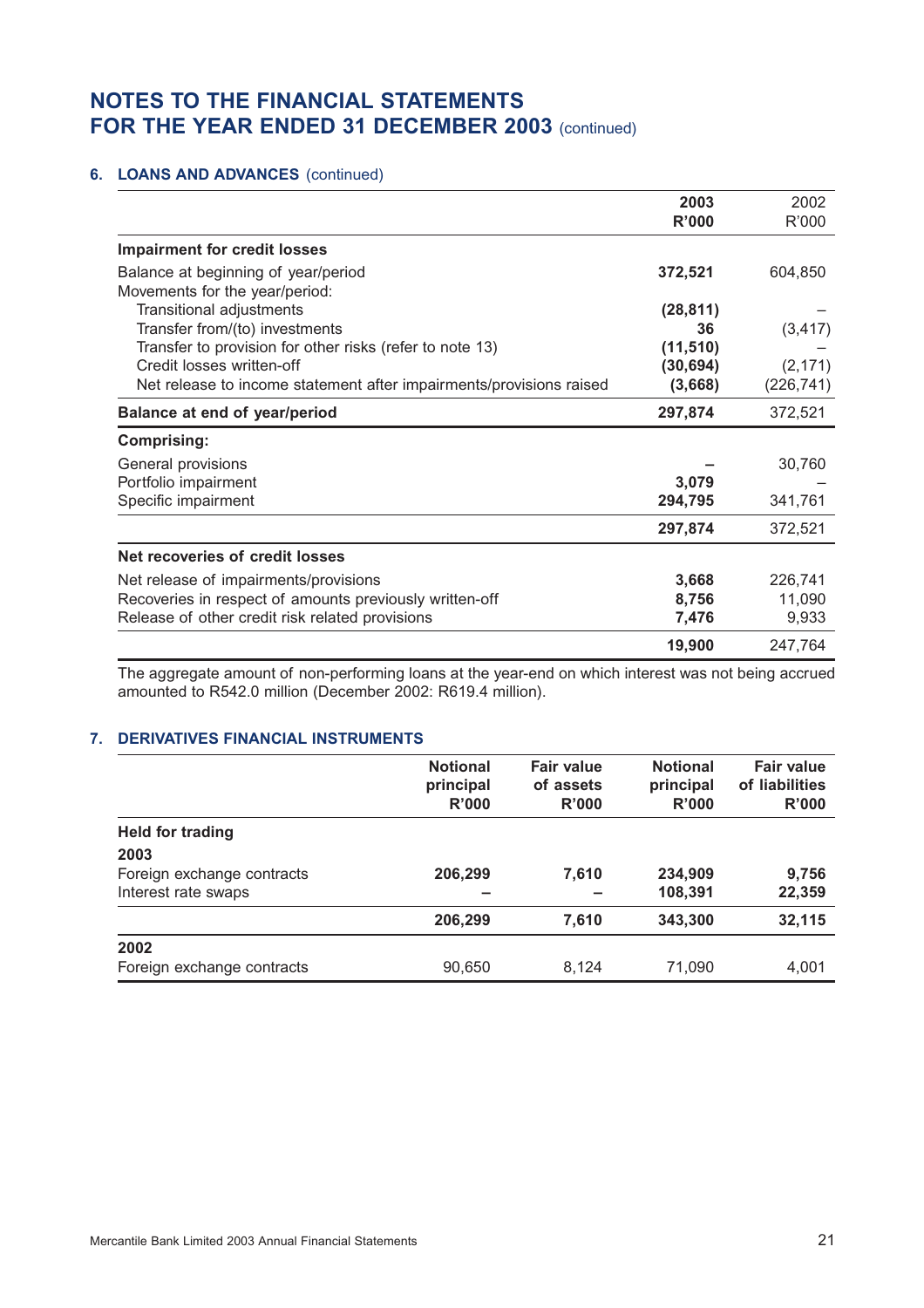# NOTES TO THE FINANCIAL STATEMENTS FOR THE YEAR ENDED 31 DECEMBER 2003 (continued)

## 6. LOANS AND ADVANCES (continued)

| | 2003 R'000 | 2002 R'000 |
|---|---|---|
| **Impairment for credit losses** | | |
| Balance at beginning of year/period | **372,521** | 604,850 |
| Movements for the year/period: | | |
| Transitional adjustments | **(28,811)** | – |
| Transfer from/(to) investments | **36** | (3,417) |
| Transfer to provision for other risks (refer to note 13) | **(11,510)** | – |
| Credit losses written-off | **(30,694)** | (2,171) |
| Net release to income statement after impairments/provisions raised | **(3,668)** | (226,741) |
| **Balance at end of year/period** | **297,874** | 372,521 |
| **Comprising:** | | |
| General provisions | **–** | 30,760 |
| Portfolio impairment | **3,079** | – |
| Specific impairment | **294,795** | 341,761 |
| | **297,874** | 372,521 |
| **Net recoveries of credit losses** | | |
| Net release of impairments/provisions | **3,668** | 226,741 |
| Recoveries in respect of amounts previously written-off | **8,756** | 11,090 |
| Release of other credit risk related provisions | **7,476** | 9,933 |
| | **19,900** | 247,764 |

The aggregate amount of non-performing loans at the year-end on which interest was not being accrued amounted to R542.0 million (December 2002: R619.4 million).

## 7. DERIVATIVES FINANCIAL INSTRUMENTS

| | Notional principal R'000 | Fair value of assets R'000 | Notional principal R'000 | Fair value of liabilities R'000 |
|---|---|---|---|---|
| **Held for trading** | | | | |
| **2003** | | | | |
| Foreign exchange contracts | **206,299** | **7,610** | **234,909** | **9,756** |
| Interest rate swaps | **–** | **–** | **108,391** | **22,359** |
| | **206,299** | **7,610** | **343,300** | **32,115** |
| **2002** | | | | |
| Foreign exchange contracts | 90,650 | 8,124 | 71,090 | 4,001 |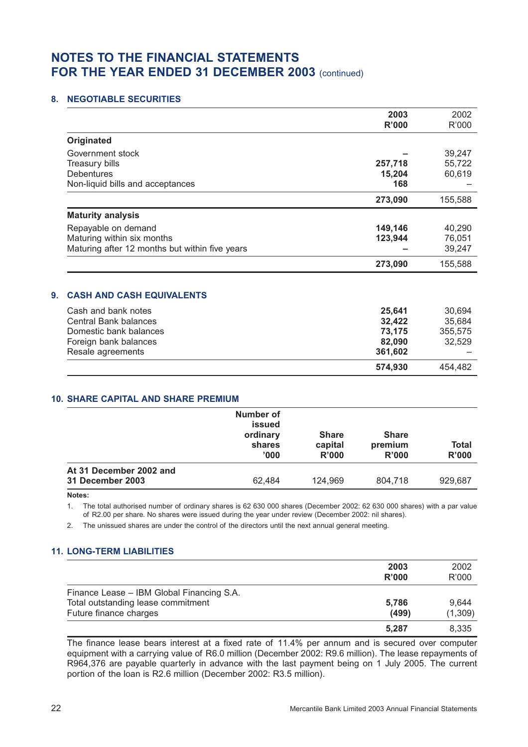# NOTES TO THE FINANCIAL STATEMENTS FOR THE YEAR ENDED 31 DECEMBER 2003 (continued)

## 8. NEGOTIABLE SECURITIES

| | 2003 R'000 | 2002 R'000 |
|---|---|---|
| **Originated** | | |
| Government stock | – | 39,247 |
| Treasury bills | 257,718 | 55,722 |
| Debentures | 15,204 | 60,619 |
| Non-liquid bills and acceptances | 168 | – |
| | **273,090** | 155,588 |
| **Maturity analysis** | | |
| Repayable on demand | 149,146 | 40,290 |
| Maturing within six months | 123,944 | 76,051 |
| Maturing after 12 months but within five years | – | 39,247 |
| | **273,090** | 155,588 |

## 9. CASH AND CASH EQUIVALENTS

| | 2003 R'000 | 2002 R'000 |
|---|---|---|
| Cash and bank notes | 25,641 | 30,694 |
| Central Bank balances | 32,422 | 35,684 |
| Domestic bank balances | 73,175 | 355,575 |
| Foreign bank balances | 82,090 | 32,529 |
| Resale agreements | 361,602 | – |
| | **574,930** | 454,482 |

## 10. SHARE CAPITAL AND SHARE PREMIUM

| | Number of issued ordinary shares '000 | Share capital R'000 | Share premium R'000 | Total R'000 |
|---|---|---|---|---|
| **At 31 December 2002 and 31 December 2003** | 62,484 | 124,969 | 804,718 | 929,687 |

**Notes:**

1. The total authorised number of ordinary shares is 62 630 000 shares (December 2002: 62 630 000 shares) with a par value of R2.00 per share. No shares were issued during the year under review (December 2002: nil shares).
2. The unissued shares are under the control of the directors until the next annual general meeting.

## 11. LONG-TERM LIABILITIES

| | 2003 R'000 | 2002 R'000 |
|---|---|---|
| Finance Lease – IBM Global Financing S.A. | | |
| Total outstanding lease commitment | 5,786 | 9,644 |
| Future finance charges | (499) | (1,309) |
| | **5,287** | 8,335 |

The finance lease bears interest at a fixed rate of 11.4% per annum and is secured over computer equipment with a carrying value of R6.0 million (December 2002: R9.6 million). The lease repayments of R964,376 are payable quarterly in advance with the last payment being on 1 July 2005. The current portion of the loan is R2.6 million (December 2002: R3.5 million).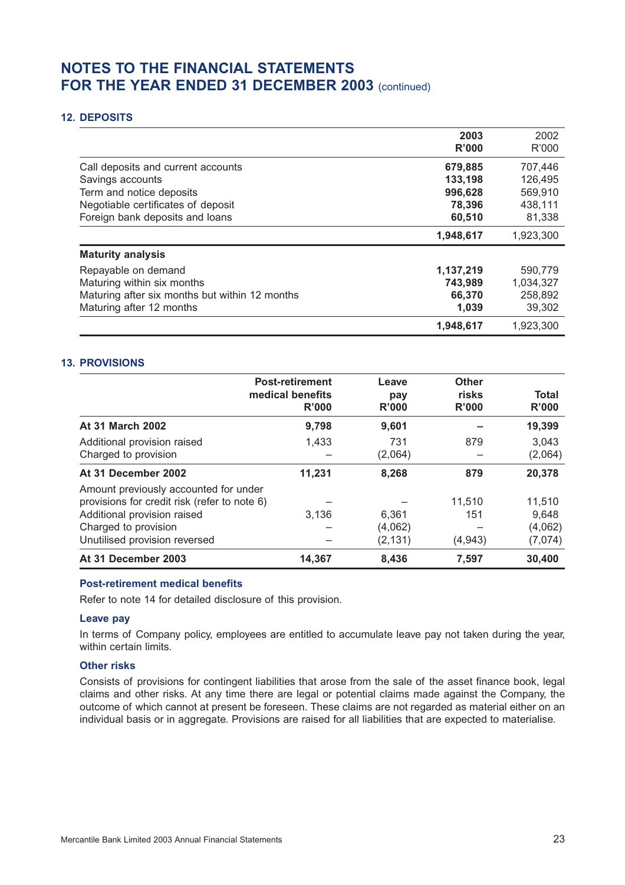# NOTES TO THE FINANCIAL STATEMENTS
# FOR THE YEAR ENDED 31 DECEMBER 2003 (continued)

## 12. DEPOSITS

| | 2003 R'000 | 2002 R'000 |
|---|---|---|
| Call deposits and current accounts | **679,885** | 707,446 |
| Savings accounts | **133,198** | 126,495 |
| Term and notice deposits | **996,628** | 569,910 |
| Negotiable certificates of deposit | **78,396** | 438,111 |
| Foreign bank deposits and loans | **60,510** | 81,338 |
| | **1,948,617** | 1,923,300 |
| **Maturity analysis** | | |
| Repayable on demand | **1,137,219** | 590,779 |
| Maturing within six months | **743,989** | 1,034,327 |
| Maturing after six months but within 12 months | **66,370** | 258,892 |
| Maturing after 12 months | **1,039** | 39,302 |
| | **1,948,617** | 1,923,300 |

## 13. PROVISIONS

| | Post-retirement medical benefits R'000 | Leave pay R'000 | Other risks R'000 | Total R'000 |
|---|---|---|---|---|
| **At 31 March 2002** | **9,798** | **9,601** | **–** | **19,399** |
| Additional provision raised | 1,433 | 731 | 879 | 3,043 |
| Charged to provision | – | (2,064) | – | (2,064) |
| **At 31 December 2002** | **11,231** | **8,268** | **879** | **20,378** |
| Amount previously accounted for under provisions for credit risk (refer to note 6) | – | – | 11,510 | 11,510 |
| Additional provision raised | 3,136 | 6,361 | 151 | 9,648 |
| Charged to provision | – | (4,062) | – | (4,062) |
| Unutilised provision reversed | – | (2,131) | (4,943) | (7,074) |
| **At 31 December 2003** | **14,367** | **8,436** | **7,597** | **30,400** |

### Post-retirement medical benefits

Refer to note 14 for detailed disclosure of this provision.

### Leave pay

In terms of Company policy, employees are entitled to accumulate leave pay not taken during the year, within certain limits.

### Other risks

Consists of provisions for contingent liabilities that arose from the sale of the asset finance book, legal claims and other risks. At any time there are legal or potential claims made against the Company, the outcome of which cannot at present be foreseen. These claims are not regarded as material either on an individual basis or in aggregate. Provisions are raised for all liabilities that are expected to materialise.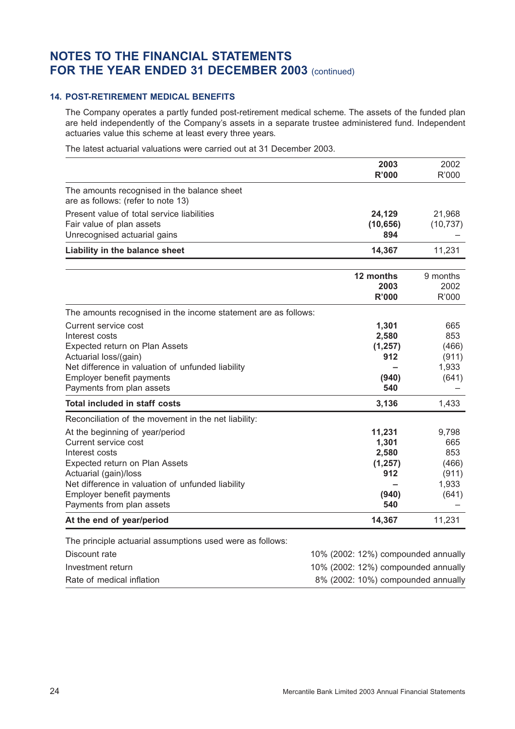# NOTES TO THE FINANCIAL STATEMENTS FOR THE YEAR ENDED 31 DECEMBER 2003 (continued)

### 14. POST-RETIREMENT MEDICAL BENEFITS

The Company operates a partly funded post-retirement medical scheme. The assets of the funded plan are held independently of the Company's assets in a separate trustee administered fund. Independent actuaries value this scheme at least every three years.

The latest actuarial valuations were carried out at 31 December 2003.

| | **2003 R'000** | 2002 R'000 |
|---|---|---|
| The amounts recognised in the balance sheet are as follows: (refer to note 13) | | |
| Present value of total service liabilities | **24,129** | 21,968 |
| Fair value of plan assets | **(10,656)** | (10,737) |
| Unrecognised actuarial gains | **894** | – |
| **Liability in the balance sheet** | **14,367** | 11,231 |

| | **12 months 2003 R'000** | 9 months 2002 R'000 |
|---|---|---|
| The amounts recognised in the income statement are as follows: | | |
| Current service cost | **1,301** | 665 |
| Interest costs | **2,580** | 853 |
| Expected return on Plan Assets | **(1,257)** | (466) |
| Actuarial loss/(gain) | **912** | (911) |
| Net difference in valuation of unfunded liability | **–** | 1,933 |
| Employer benefit payments | **(940)** | (641) |
| Payments from plan assets | **540** | – |
| **Total included in staff costs** | **3,136** | 1,433 |
| Reconciliation of the movement in the net liability: | | |
| At the beginning of year/period | **11,231** | 9,798 |
| Current service cost | **1,301** | 665 |
| Interest costs | **2,580** | 853 |
| Expected return on Plan Assets | **(1,257)** | (466) |
| Actuarial (gain)/loss | **912** | (911) |
| Net difference in valuation of unfunded liability | **–** | 1,933 |
| Employer benefit payments | **(940)** | (641) |
| Payments from plan assets | **540** | – |
| **At the end of year/period** | **14,367** | 11,231 |

The principle actuarial assumptions used were as follows:

| | |
|---|---|
| Discount rate | 10% (2002: 12%) compounded annually |
| Investment return | 10% (2002: 12%) compounded annually |
| Rate of medical inflation | 8% (2002: 10%) compounded annually |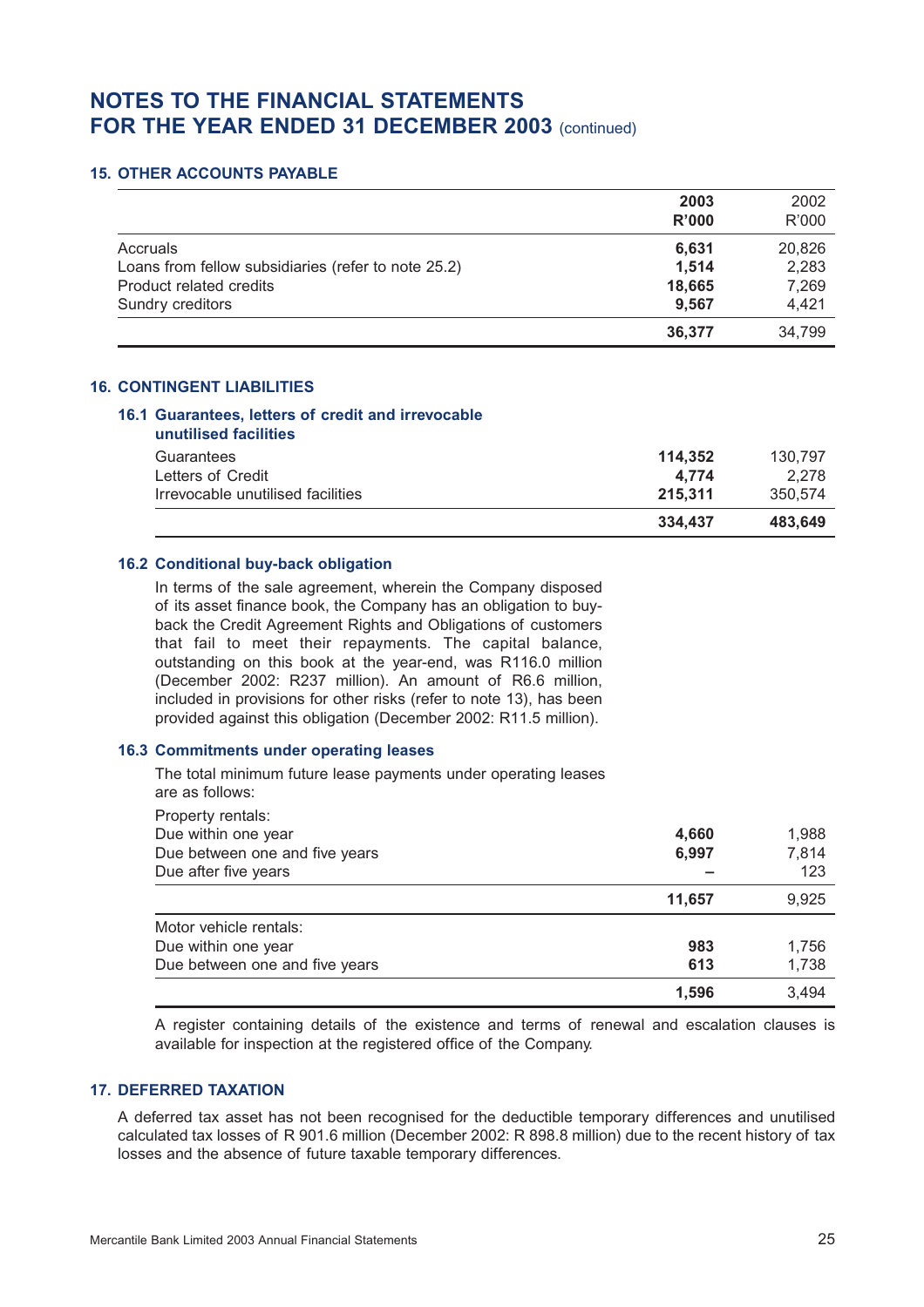# NOTES TO THE FINANCIAL STATEMENTS FOR THE YEAR ENDED 31 DECEMBER 2003 (continued)

## 15. OTHER ACCOUNTS PAYABLE

| | **2003 R'000** | 2002 R'000 |
|---|---|---|
| Accruals | **6,631** | 20,826 |
| Loans from fellow subsidiaries (refer to note 25.2) | **1,514** | 2,283 |
| Product related credits | **18,665** | 7,269 |
| Sundry creditors | **9,567** | 4,421 |
| | **36,377** | 34,799 |

## 16. CONTINGENT LIABILITIES

### 16.1 Guarantees, letters of credit and irrevocable unutilised facilities

| | **2003 R'000** | 2002 R'000 |
|---|---|---|
| Guarantees | **114,352** | 130,797 |
| Letters of Credit | **4,774** | 2,278 |
| Irrevocable unutilised facilities | **215,311** | 350,574 |
| | **334,437** | **483,649** |

### 16.2 Conditional buy-back obligation

In terms of the sale agreement, wherein the Company disposed of its asset finance book, the Company has an obligation to buy-back the Credit Agreement Rights and Obligations of customers that fail to meet their repayments. The capital balance, outstanding on this book at the year-end, was R116.0 million (December 2002: R237 million). An amount of R6.6 million, included in provisions for other risks (refer to note 13), has been provided against this obligation (December 2002: R11.5 million).

### 16.3 Commitments under operating leases

The total minimum future lease payments under operating leases are as follows:

| | **2003 R'000** | 2002 R'000 |
|---|---|---|
| Property rentals: | | |
| Due within one year | **4,660** | 1,988 |
| Due between one and five years | **6,997** | 7,814 |
| Due after five years | **–** | 123 |
| | **11,657** | 9,925 |
| Motor vehicle rentals: | | |
| Due within one year | **983** | 1,756 |
| Due between one and five years | **613** | 1,738 |
| | **1,596** | 3,494 |

A register containing details of the existence and terms of renewal and escalation clauses is available for inspection at the registered office of the Company.

## 17. DEFERRED TAXATION

A deferred tax asset has not been recognised for the deductible temporary differences and unutilised calculated tax losses of R 901.6 million (December 2002: R 898.8 million) due to the recent history of tax losses and the absence of future taxable temporary differences.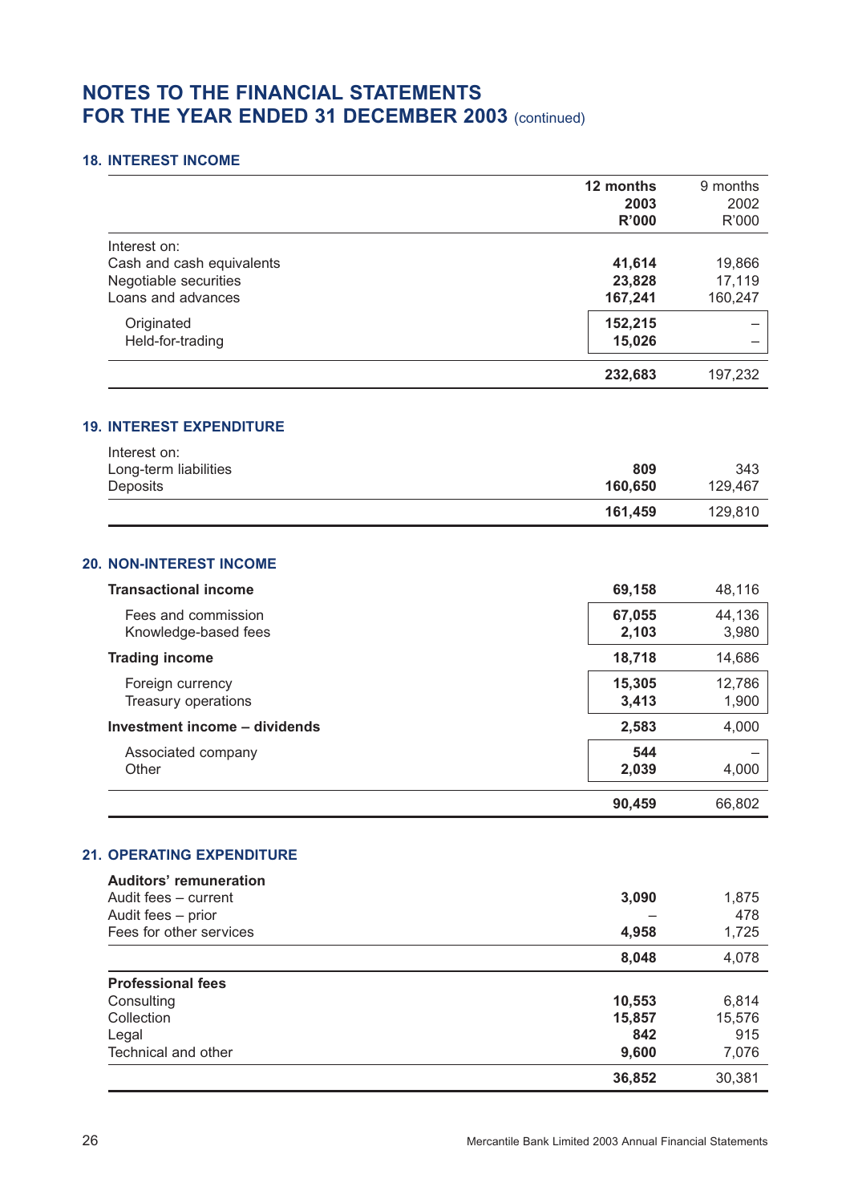# NOTES TO THE FINANCIAL STATEMENTS FOR THE YEAR ENDED 31 DECEMBER 2003 (continued)

## 18. INTEREST INCOME

| | **12 months 2003 R'000** | 9 months 2002 R'000 |
|---|---|---|
| Interest on: | | |
| Cash and cash equivalents | **41,614** | 19,866 |
| Negotiable securities | **23,828** | 17,119 |
| Loans and advances | **167,241** | 160,247 |
| Originated | **152,215** | – |
| Held-for-trading | **15,026** | – |
| | **232,683** | 197,232 |

## 19. INTEREST EXPENDITURE

| | **12 months 2003 R'000** | 9 months 2002 R'000 |
|---|---|---|
| Interest on: | | |
| Long-term liabilities | **809** | 343 |
| Deposits | **160,650** | 129,467 |
| | **161,459** | 129,810 |

## 20. NON-INTEREST INCOME

| | **12 months 2003 R'000** | 9 months 2002 R'000 |
|---|---|---|
| **Transactional income** | **69,158** | 48,116 |
| Fees and commission | **67,055** | 44,136 |
| Knowledge-based fees | **2,103** | 3,980 |
| **Trading income** | **18,718** | 14,686 |
| Foreign currency | **15,305** | 12,786 |
| Treasury operations | **3,413** | 1,900 |
| **Investment income – dividends** | **2,583** | 4,000 |
| Associated company | **544** | – |
| Other | **2,039** | 4,000 |
| | **90,459** | 66,802 |

## 21. OPERATING EXPENDITURE

| | **12 months 2003 R'000** | 9 months 2002 R'000 |
|---|---|---|
| **Auditors' remuneration** | | |
| Audit fees – current | **3,090** | 1,875 |
| Audit fees – prior | – | 478 |
| Fees for other services | **4,958** | 1,725 |
| | **8,048** | 4,078 |
| **Professional fees** | | |
| Consulting | **10,553** | 6,814 |
| Collection | **15,857** | 15,576 |
| Legal | **842** | 915 |
| Technical and other | **9,600** | 7,076 |
| | **36,852** | 30,381 |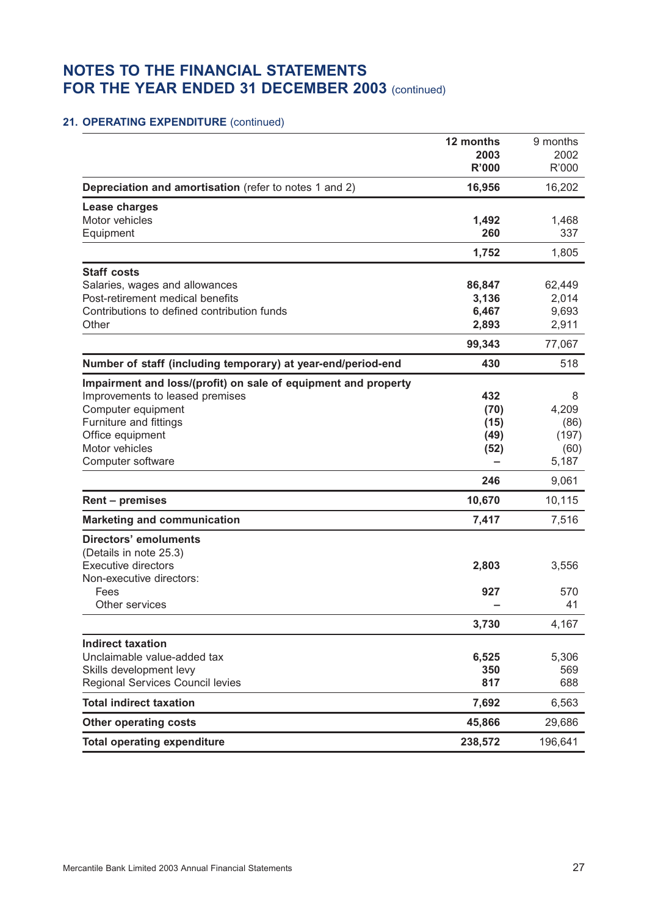# NOTES TO THE FINANCIAL STATEMENTS FOR THE YEAR ENDED 31 DECEMBER 2003 (continued)

## 21. OPERATING EXPENDITURE (continued)

| | **12 months 2003 R'000** | 9 months 2002 R'000 |
|---|---|---|
| **Depreciation and amortisation** (refer to notes 1 and 2) | **16,956** | 16,202 |
| **Lease charges** | | |
| Motor vehicles | **1,492** | 1,468 |
| Equipment | **260** | 337 |
| | **1,752** | 1,805 |
| **Staff costs** | | |
| Salaries, wages and allowances | **86,847** | 62,449 |
| Post-retirement medical benefits | **3,136** | 2,014 |
| Contributions to defined contribution funds | **6,467** | 9,693 |
| Other | **2,893** | 2,911 |
| | **99,343** | 77,067 |
| **Number of staff (including temporary) at year-end/period-end** | **430** | 518 |
| **Impairment and loss/(profit) on sale of equipment and property** | | |
| Improvements to leased premises | **432** | 8 |
| Computer equipment | **(70)** | 4,209 |
| Furniture and fittings | **(15)** | (86) |
| Office equipment | **(49)** | (197) |
| Motor vehicles | **(52)** | (60) |
| Computer software | **–** | 5,187 |
| | **246** | 9,061 |
| **Rent – premises** | **10,670** | 10,115 |
| **Marketing and communication** | **7,417** | 7,516 |
| **Directors' emoluments** | | |
| (Details in note 25.3) | | |
| Executive directors | **2,803** | 3,556 |
| Non-executive directors: | | |
| Fees | **927** | 570 |
| Other services | **–** | 41 |
| | **3,730** | 4,167 |
| **Indirect taxation** | | |
| Unclaimable value-added tax | **6,525** | 5,306 |
| Skills development levy | **350** | 569 |
| Regional Services Council levies | **817** | 688 |
| **Total indirect taxation** | **7,692** | 6,563 |
| **Other operating costs** | **45,866** | 29,686 |
| **Total operating expenditure** | **238,572** | 196,641 |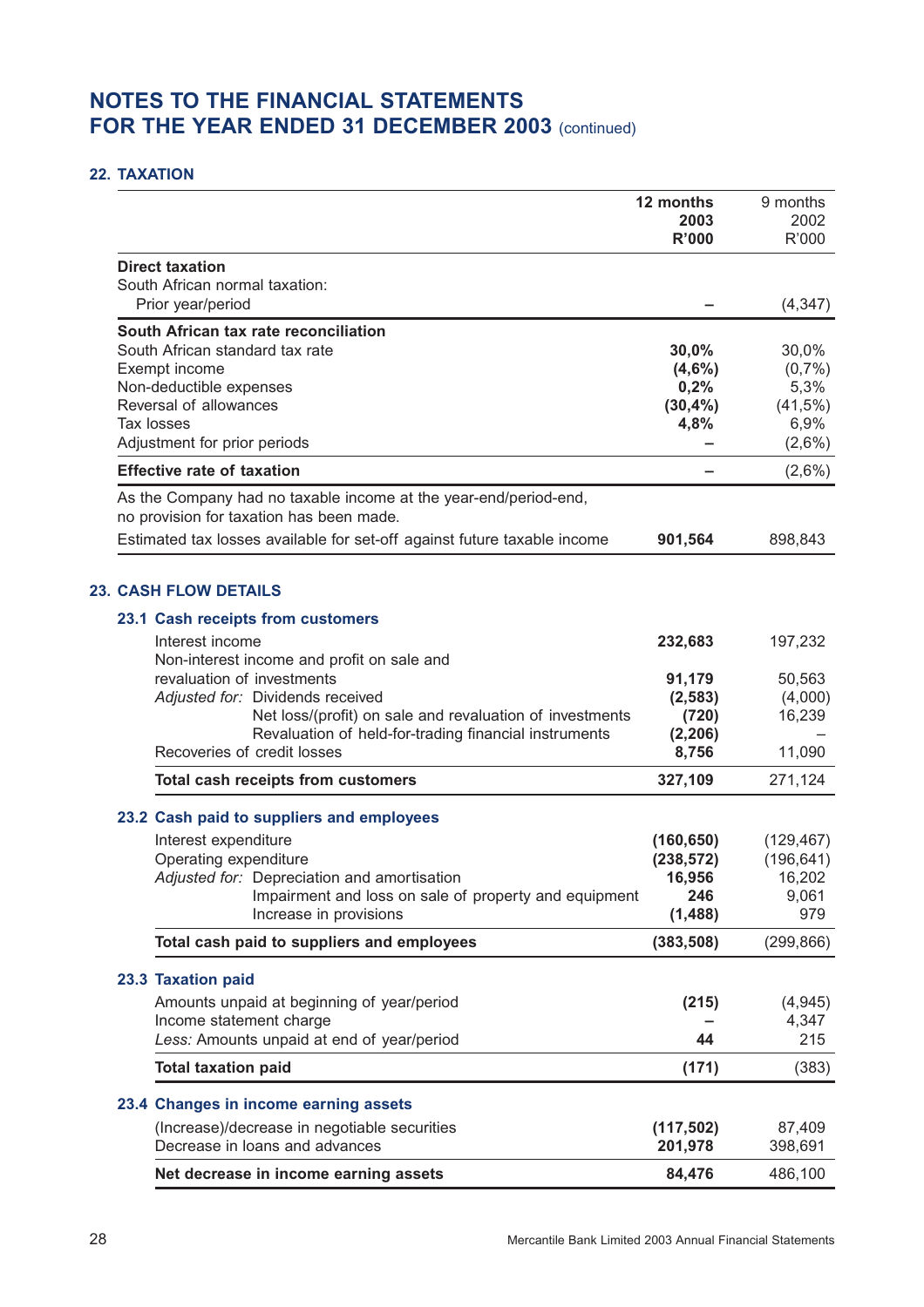# NOTES TO THE FINANCIAL STATEMENTS FOR THE YEAR ENDED 31 DECEMBER 2003 (continued)

## 22. TAXATION

| | **12 months 2003 R'000** | 9 months 2002 R'000 |
|---|---|---|
| **Direct taxation** | | |
| South African normal taxation: | | |
| Prior year/period | **–** | (4,347) |
| **South African tax rate reconciliation** | | |
| South African standard tax rate | **30,0%** | 30,0% |
| Exempt income | **(4,6%)** | (0,7%) |
| Non-deductible expenses | **0,2%** | 5,3% |
| Reversal of allowances | **(30,4%)** | (41,5%) |
| Tax losses | **4,8%** | 6,9% |
| Adjustment for prior periods | **–** | (2,6%) |
| **Effective rate of taxation** | **–** | (2,6%) |
| As the Company had no taxable income at the year-end/period-end, no provision for taxation has been made. | | |
| Estimated tax losses available for set-off against future taxable income | **901,564** | 898,843 |

## 23. CASH FLOW DETAILS

### 23.1 Cash receipts from customers

| | **12 months 2003 R'000** | 9 months 2002 R'000 |
|---|---|---|
| Interest income | **232,683** | 197,232 |
| Non-interest income and profit on sale and revaluation of investments | **91,179** | 50,563 |
| *Adjusted for:* Dividends received | **(2,583)** | (4,000) |
| Net loss/(profit) on sale and revaluation of investments | **(720)** | 16,239 |
| Revaluation of held-for-trading financial instruments | **(2,206)** | – |
| Recoveries of credit losses | **8,756** | 11,090 |
| **Total cash receipts from customers** | **327,109** | 271,124 |

### 23.2 Cash paid to suppliers and employees

| | **12 months 2003 R'000** | 9 months 2002 R'000 |
|---|---|---|
| Interest expenditure | **(160,650)** | (129,467) |
| Operating expenditure | **(238,572)** | (196,641) |
| *Adjusted for:* Depreciation and amortisation | **16,956** | 16,202 |
| Impairment and loss on sale of property and equipment | **246** | 9,061 |
| Increase in provisions | **(1,488)** | 979 |
| **Total cash paid to suppliers and employees** | **(383,508)** | (299,866) |

### 23.3 Taxation paid

| | **12 months 2003 R'000** | 9 months 2002 R'000 |
|---|---|---|
| Amounts unpaid at beginning of year/period | **(215)** | (4,945) |
| Income statement charge | **–** | 4,347 |
| *Less:* Amounts unpaid at end of year/period | **44** | 215 |
| **Total taxation paid** | **(171)** | (383) |

### 23.4 Changes in income earning assets

| | **12 months 2003 R'000** | 9 months 2002 R'000 |
|---|---|---|
| (Increase)/decrease in negotiable securities | **(117,502)** | 87,409 |
| Decrease in loans and advances | **201,978** | 398,691 |
| **Net decrease in income earning assets** | **84,476** | 486,100 |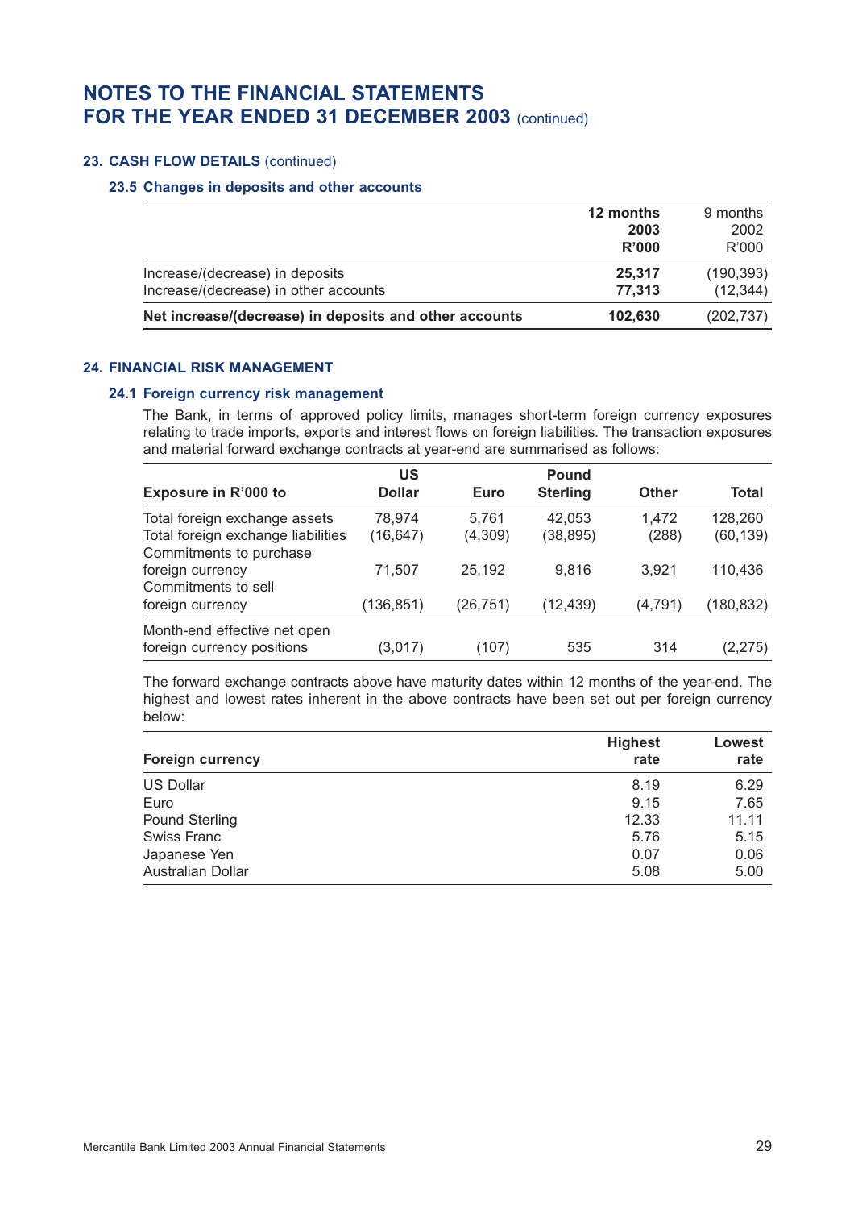# NOTES TO THE FINANCIAL STATEMENTS FOR THE YEAR ENDED 31 DECEMBER 2003 (continued)

## 23. CASH FLOW DETAILS (continued)

### 23.5 Changes in deposits and other accounts

| | **12 months 2003 R'000** | 9 months 2002 R'000 |
|---|---|---|
| Increase/(decrease) in deposits | **25,317** | (190,393) |
| Increase/(decrease) in other accounts | **77,313** | (12,344) |
| **Net increase/(decrease) in deposits and other accounts** | **102,630** | (202,737) |

## 24. FINANCIAL RISK MANAGEMENT

### 24.1 Foreign currency risk management

The Bank, in terms of approved policy limits, manages short-term foreign currency exposures relating to trade imports, exports and interest flows on foreign liabilities. The transaction exposures and material forward exchange contracts at year-end are summarised as follows:

| **Exposure in R'000 to** | **US Dollar** | **Euro** | **Pound Sterling** | **Other** | **Total** |
|---|---|---|---|---|---|
| Total foreign exchange assets | 78,974 | 5,761 | 42,053 | 1,472 | 128,260 |
| Total foreign exchange liabilities | (16,647) | (4,309) | (38,895) | (288) | (60,139) |
| Commitments to purchase foreign currency | 71,507 | 25,192 | 9,816 | 3,921 | 110,436 |
| Commitments to sell foreign currency | (136,851) | (26,751) | (12,439) | (4,791) | (180,832) |
| Month-end effective net open foreign currency positions | (3,017) | (107) | 535 | 314 | (2,275) |

The forward exchange contracts above have maturity dates within 12 months of the year-end. The highest and lowest rates inherent in the above contracts have been set out per foreign currency below:

| **Foreign currency** | **Highest rate** | **Lowest rate** |
|---|---|---|
| US Dollar | 8.19 | 6.29 |
| Euro | 9.15 | 7.65 |
| Pound Sterling | 12.33 | 11.11 |
| Swiss Franc | 5.76 | 5.15 |
| Japanese Yen | 0.07 | 0.06 |
| Australian Dollar | 5.08 | 5.00 |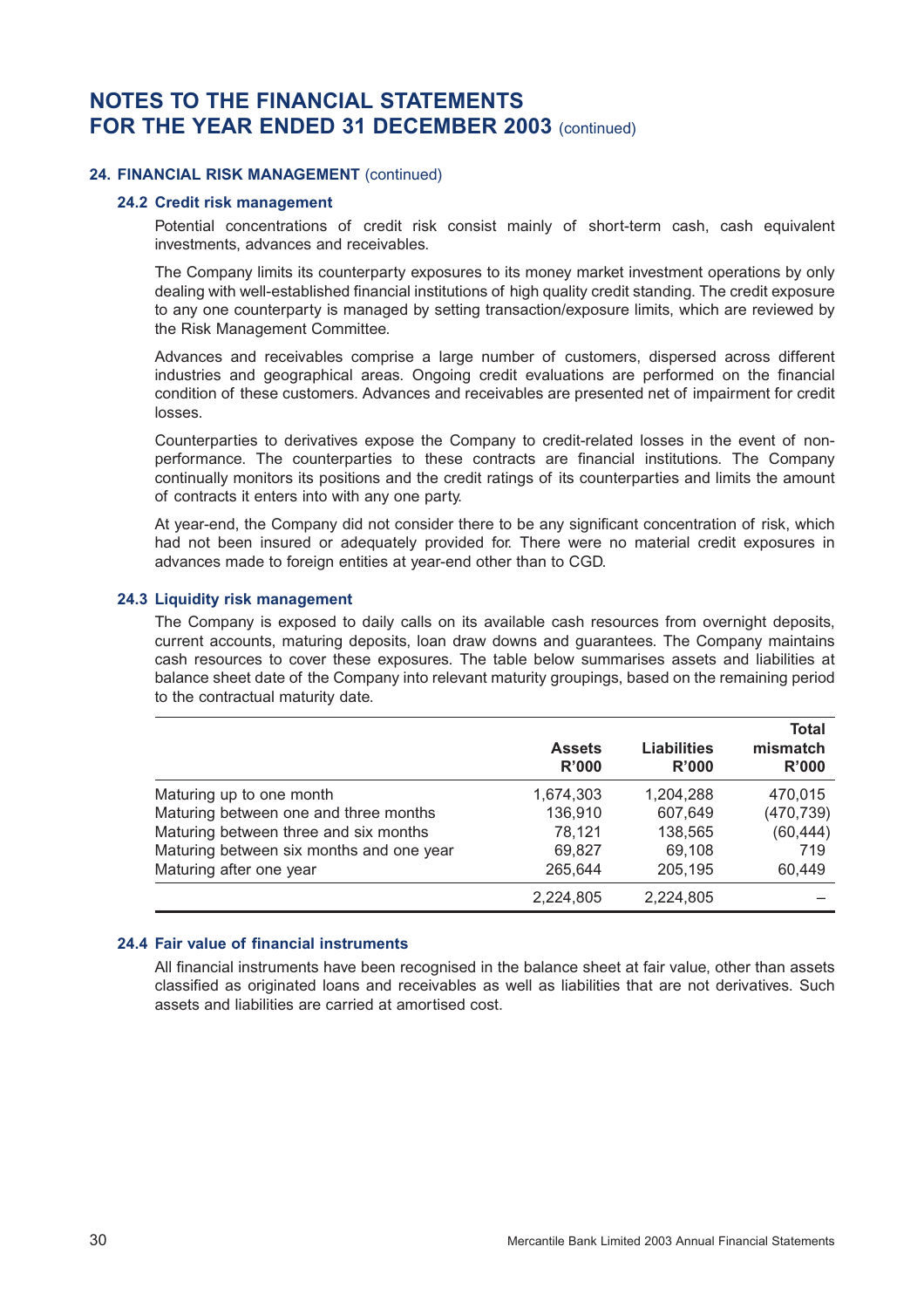# NOTES TO THE FINANCIAL STATEMENTS FOR THE YEAR ENDED 31 DECEMBER 2003 (continued)

## 24. FINANCIAL RISK MANAGEMENT (continued)

### 24.2 Credit risk management

Potential concentrations of credit risk consist mainly of short-term cash, cash equivalent investments, advances and receivables.

The Company limits its counterparty exposures to its money market investment operations by only dealing with well-established financial institutions of high quality credit standing. The credit exposure to any one counterparty is managed by setting transaction/exposure limits, which are reviewed by the Risk Management Committee.

Advances and receivables comprise a large number of customers, dispersed across different industries and geographical areas. Ongoing credit evaluations are performed on the financial condition of these customers. Advances and receivables are presented net of impairment for credit losses.

Counterparties to derivatives expose the Company to credit-related losses in the event of non-performance. The counterparties to these contracts are financial institutions. The Company continually monitors its positions and the credit ratings of its counterparties and limits the amount of contracts it enters into with any one party.

At year-end, the Company did not consider there to be any significant concentration of risk, which had not been insured or adequately provided for. There were no material credit exposures in advances made to foreign entities at year-end other than to CGD.

### 24.3 Liquidity risk management

The Company is exposed to daily calls on its available cash resources from overnight deposits, current accounts, maturing deposits, loan draw downs and guarantees. The Company maintains cash resources to cover these exposures. The table below summarises assets and liabilities at balance sheet date of the Company into relevant maturity groupings, based on the remaining period to the contractual maturity date.

| | Assets R'000 | Liabilities R'000 | Total mismatch R'000 |
|---|---|---|---|
| Maturing up to one month | 1,674,303 | 1,204,288 | 470,015 |
| Maturing between one and three months | 136,910 | 607,649 | (470,739) |
| Maturing between three and six months | 78,121 | 138,565 | (60,444) |
| Maturing between six months and one year | 69,827 | 69,108 | 719 |
| Maturing after one year | 265,644 | 205,195 | 60,449 |
| | 2,224,805 | 2,224,805 | – |

### 24.4 Fair value of financial instruments

All financial instruments have been recognised in the balance sheet at fair value, other than assets classified as originated loans and receivables as well as liabilities that are not derivatives. Such assets and liabilities are carried at amortised cost.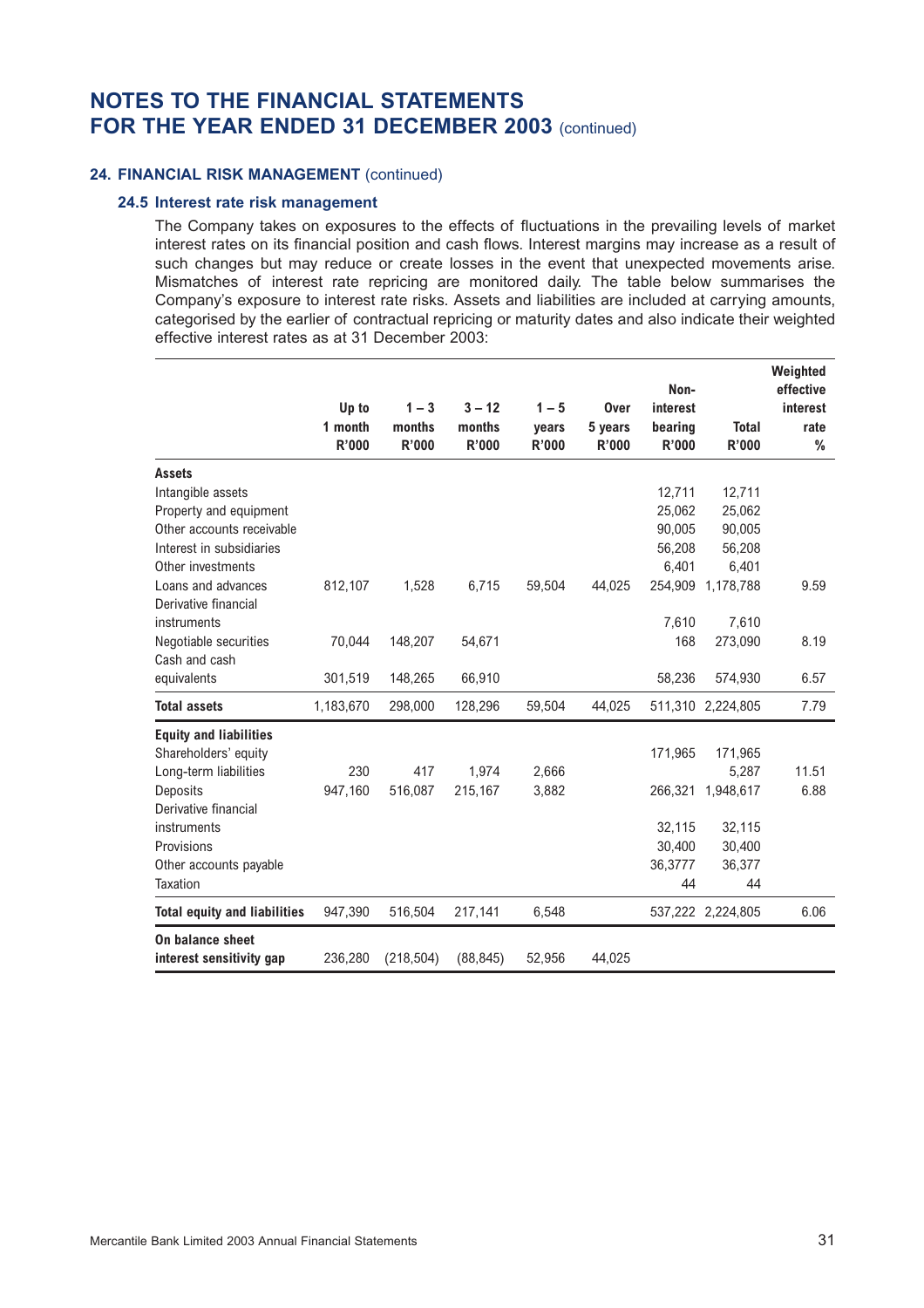# NOTES TO THE FINANCIAL STATEMENTS FOR THE YEAR ENDED 31 DECEMBER 2003 (continued)

## 24. FINANCIAL RISK MANAGEMENT (continued)

### 24.5 Interest rate risk management

The Company takes on exposures to the effects of fluctuations in the prevailing levels of market interest rates on its financial position and cash flows. Interest margins may increase as a result of such changes but may reduce or create losses in the event that unexpected movements arise. Mismatches of interest rate repricing are monitored daily. The table below summarises the Company's exposure to interest rate risks. Assets and liabilities are included at carrying amounts, categorised by the earlier of contractual repricing or maturity dates and also indicate their weighted effective interest rates as at 31 December 2003:

| | Up to 1 month R'000 | 1 – 3 months R'000 | 3 – 12 months R'000 | 1 – 5 years R'000 | Over 5 years R'000 | Non-interest bearing R'000 | Total R'000 | Weighted effective interest rate % |
|---|---|---|---|---|---|---|---|---|
| **Assets** | | | | | | | | |
| Intangible assets | | | | | | 12,711 | 12,711 | |
| Property and equipment | | | | | | 25,062 | 25,062 | |
| Other accounts receivable | | | | | | 90,005 | 90,005 | |
| Interest in subsidiaries | | | | | | 56,208 | 56,208 | |
| Other investments | | | | | | 6,401 | 6,401 | |
| Loans and advances | 812,107 | 1,528 | 6,715 | 59,504 | 44,025 | 254,909 | 1,178,788 | 9.59 |
| Derivative financial instruments | | | | | | 7,610 | 7,610 | |
| Negotiable securities | 70,044 | 148,207 | 54,671 | | | 168 | 273,090 | 8.19 |
| Cash and cash equivalents | 301,519 | 148,265 | 66,910 | | | 58,236 | 574,930 | 6.57 |
| **Total assets** | 1,183,670 | 298,000 | 128,296 | 59,504 | 44,025 | 511,310 | 2,224,805 | 7.79 |
| **Equity and liabilities** | | | | | | | | |
| Shareholders' equity | | | | | | 171,965 | 171,965 | |
| Long-term liabilities | 230 | 417 | 1,974 | 2,666 | | | 5,287 | 11.51 |
| Deposits | 947,160 | 516,087 | 215,167 | 3,882 | | 266,321 | 1,948,617 | 6.88 |
| Derivative financial instruments | | | | | | 32,115 | 32,115 | |
| Provisions | | | | | | 30,400 | 30,400 | |
| Other accounts payable | | | | | | 36,3777 | 36,377 | |
| Taxation | | | | | | 44 | 44 | |
| **Total equity and liabilities** | 947,390 | 516,504 | 217,141 | 6,548 | | 537,222 | 2,224,805 | 6.06 |
| **On balance sheet interest sensitivity gap** | 236,280 | (218,504) | (88,845) | 52,956 | 44,025 | | | |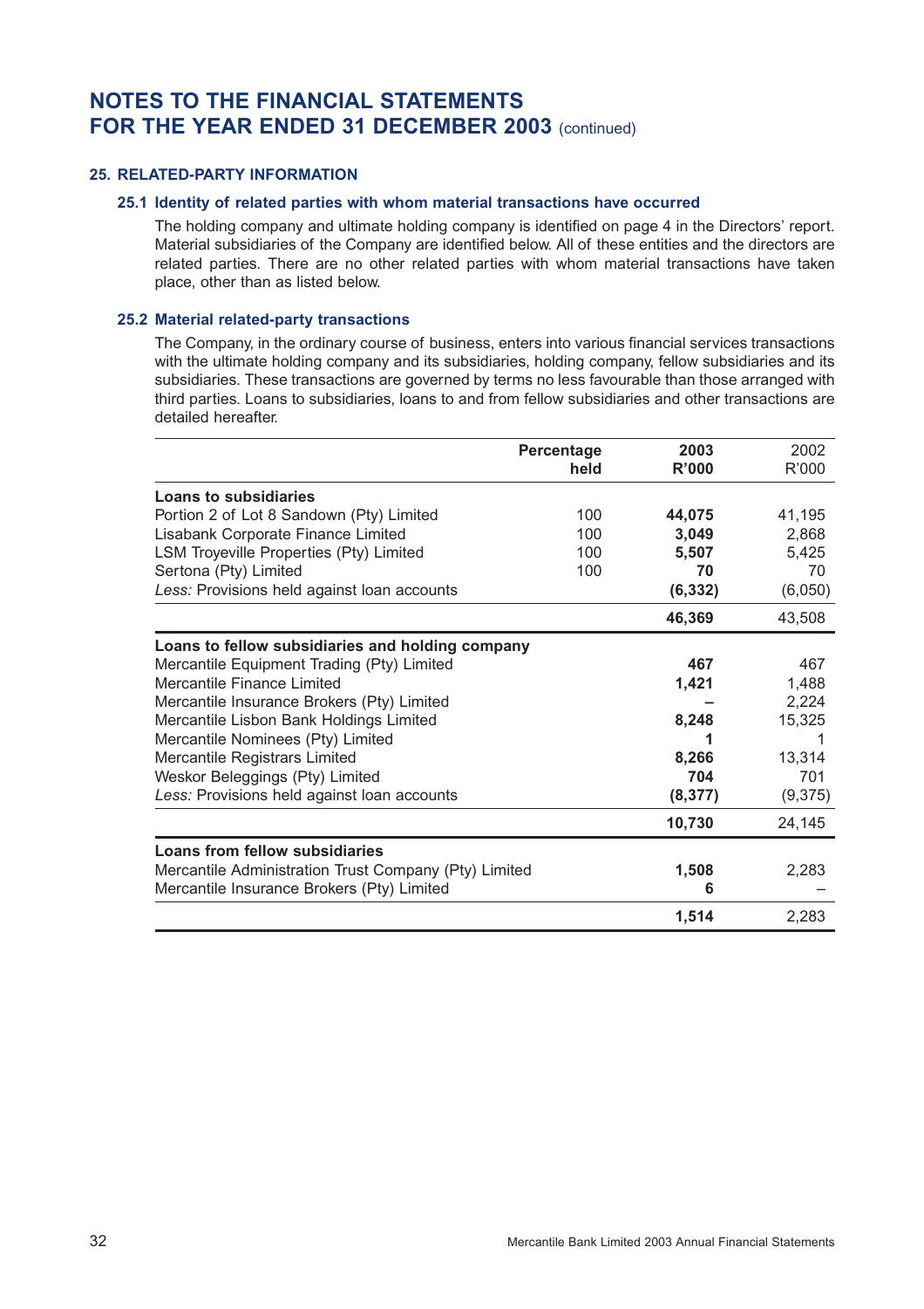# NOTES TO THE FINANCIAL STATEMENTS FOR THE YEAR ENDED 31 DECEMBER 2003 (continued)

## 25. RELATED-PARTY INFORMATION

### 25.1 Identity of related parties with whom material transactions have occurred

The holding company and ultimate holding company is identified on page 4 in the Directors' report. Material subsidiaries of the Company are identified below. All of these entities and the directors are related parties. There are no other related parties with whom material transactions have taken place, other than as listed below.

### 25.2 Material related-party transactions

The Company, in the ordinary course of business, enters into various financial services transactions with the ultimate holding company and its subsidiaries, holding company, fellow subsidiaries and its subsidiaries. These transactions are governed by terms no less favourable than those arranged with third parties. Loans to subsidiaries, loans to and from fellow subsidiaries and other transactions are detailed hereafter.

| | Percentage held | 2003 R'000 | 2002 R'000 |
|---|---|---|---|
| **Loans to subsidiaries** | | | |
| Portion 2 of Lot 8 Sandown (Pty) Limited | 100 | **44,075** | 41,195 |
| Lisabank Corporate Finance Limited | 100 | **3,049** | 2,868 |
| LSM Troyeville Properties (Pty) Limited | 100 | **5,507** | 5,425 |
| Sertona (Pty) Limited | 100 | **70** | 70 |
| *Less:* Provisions held against loan accounts | | **(6,332)** | (6,050) |
| | | **46,369** | 43,508 |
| **Loans to fellow subsidiaries and holding company** | | | |
| Mercantile Equipment Trading (Pty) Limited | | **467** | 467 |
| Mercantile Finance Limited | | **1,421** | 1,488 |
| Mercantile Insurance Brokers (Pty) Limited | | **–** | 2,224 |
| Mercantile Lisbon Bank Holdings Limited | | **8,248** | 15,325 |
| Mercantile Nominees (Pty) Limited | | **1** | 1 |
| Mercantile Registrars Limited | | **8,266** | 13,314 |
| Weskor Beleggings (Pty) Limited | | **704** | 701 |
| *Less:* Provisions held against loan accounts | | **(8,377)** | (9,375) |
| | | **10,730** | 24,145 |
| **Loans from fellow subsidiaries** | | | |
| Mercantile Administration Trust Company (Pty) Limited | | **1,508** | 2,283 |
| Mercantile Insurance Brokers (Pty) Limited | | **6** | – |
| | | **1,514** | 2,283 |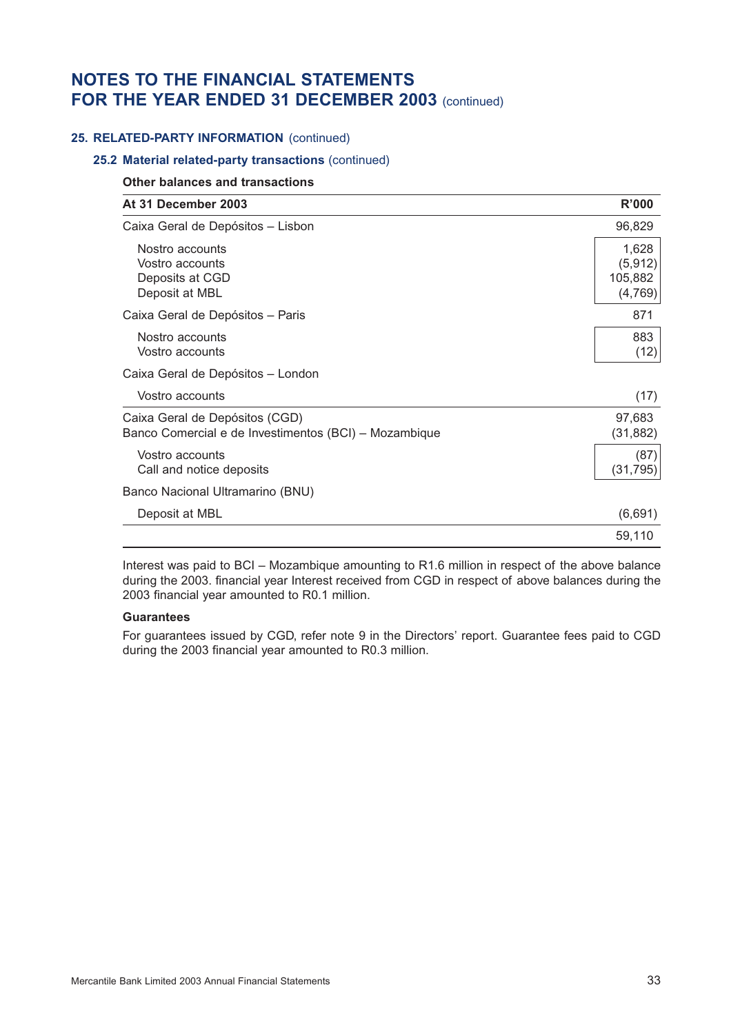# NOTES TO THE FINANCIAL STATEMENTS FOR THE YEAR ENDED 31 DECEMBER 2003 (continued)

## 25. RELATED-PARTY INFORMATION (continued)

### 25.2 Material related-party transactions (continued)

**Other balances and transactions**

| At 31 December 2003 | R'000 |
|---|---|
| Caixa Geral de Depósitos – Lisbon | 96,829 |
| Nostro accounts | 1,628 |
| Vostro accounts | (5,912) |
| Deposits at CGD | 105,882 |
| Deposit at MBL | (4,769) |
| Caixa Geral de Depósitos – Paris | 871 |
| Nostro accounts | 883 |
| Vostro accounts | (12) |
| Caixa Geral de Depósitos – London | |
| Vostro accounts | (17) |
| Caixa Geral de Depósitos (CGD) | 97,683 |
| Banco Comercial e de Investimentos (BCI) – Mozambique | (31,882) |
| Vostro accounts | (87) |
| Call and notice deposits | (31,795) |
| Banco Nacional Ultramarino (BNU) | |
| Deposit at MBL | (6,691) |
| | 59,110 |

Interest was paid to BCI – Mozambique amounting to R1.6 million in respect of the above balance during the 2003. financial year Interest received from CGD in respect of above balances during the 2003 financial year amounted to R0.1 million.

**Guarantees**

For guarantees issued by CGD, refer note 9 in the Directors' report. Guarantee fees paid to CGD during the 2003 financial year amounted to R0.3 million.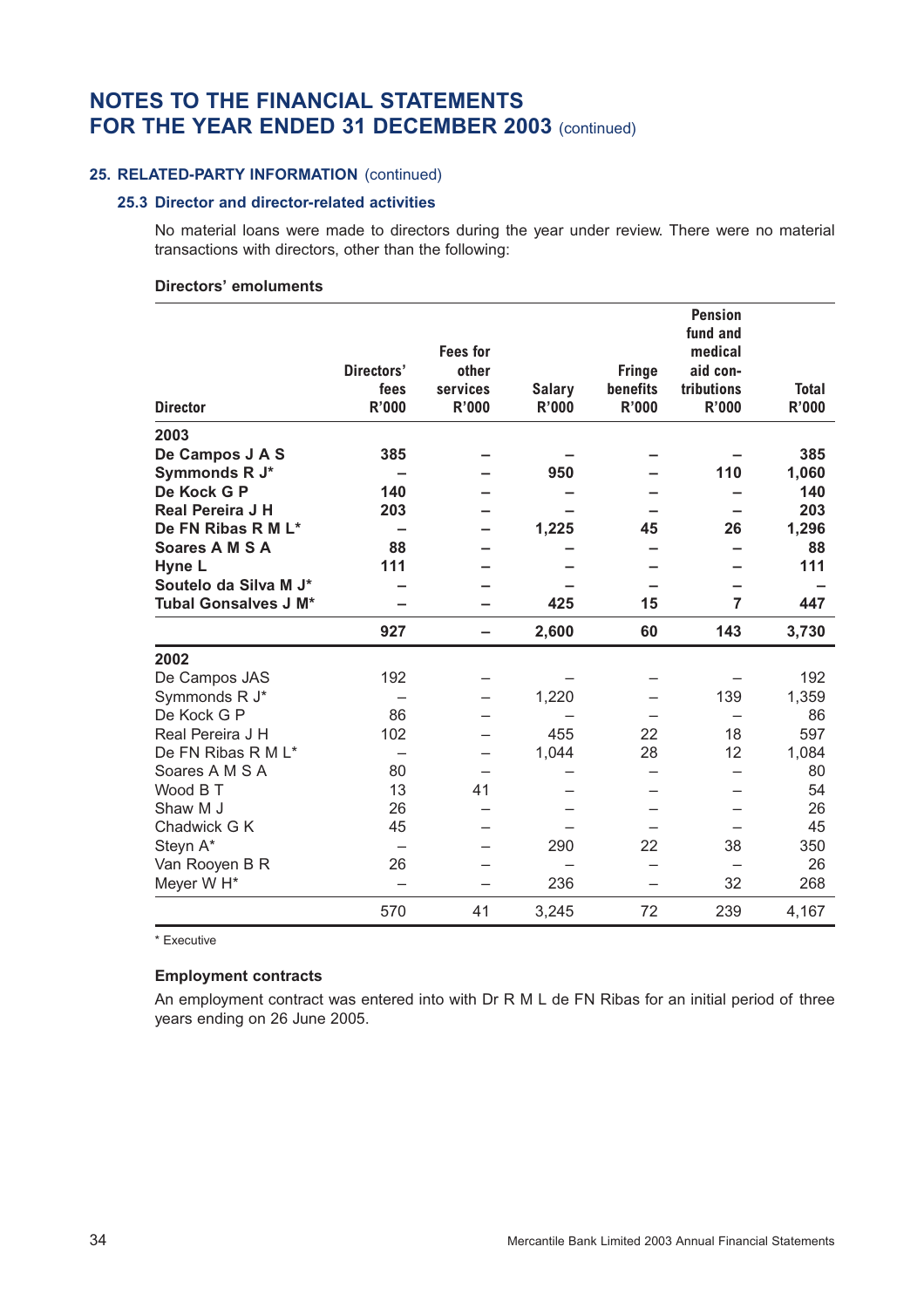# NOTES TO THE FINANCIAL STATEMENTS FOR THE YEAR ENDED 31 DECEMBER 2003 (continued)

## 25. RELATED-PARTY INFORMATION (continued)

### 25.3 Director and director-related activities

No material loans were made to directors during the year under review. There were no material transactions with directors, other than the following:

**Directors' emoluments**

| Director | Directors' fees R'000 | Fees for other services R'000 | Salary R'000 | Fringe benefits R'000 | Pension fund and medical aid con-tributions R'000 | Total R'000 |
|---|---|---|---|---|---|---|
| **2003** | | | | | | |
| **De Campos J A S** | **385** | **–** | **–** | **–** | **–** | **385** |
| **Symmonds R J*** | **–** | **–** | **950** | **–** | **110** | **1,060** |
| **De Kock G P** | **140** | **–** | **–** | **–** | **–** | **140** |
| **Real Pereira J H** | **203** | **–** | **–** | **–** | **–** | **203** |
| **De FN Ribas R M L*** | **–** | **–** | **1,225** | **45** | **26** | **1,296** |
| **Soares A M S A** | **88** | **–** | **–** | **–** | **–** | **88** |
| **Hyne L** | **111** | **–** | **–** | **–** | **–** | **111** |
| **Soutelo da Silva M J*** | **–** | **–** | **–** | **–** | **–** | **–** |
| **Tubal Gonsalves J M*** | **–** | **–** | **425** | **15** | **7** | **447** |
| | **927** | **–** | **2,600** | **60** | **143** | **3,730** |
| 2002 | | | | | | |
| De Campos JAS | 192 | – | – | – | – | 192 |
| Symmonds R J* | – | – | 1,220 | – | 139 | 1,359 |
| De Kock G P | 86 | – | – | – | – | 86 |
| Real Pereira J H | 102 | – | 455 | 22 | 18 | 597 |
| De FN Ribas R M L* | – | – | 1,044 | 28 | 12 | 1,084 |
| Soares A M S A | 80 | – | – | – | – | 80 |
| Wood B T | 13 | 41 | – | – | – | 54 |
| Shaw M J | 26 | – | – | – | – | 26 |
| Chadwick G K | 45 | – | – | – | – | 45 |
| Steyn A* | – | – | 290 | 22 | 38 | 350 |
| Van Rooyen B R | 26 | – | – | – | – | 26 |
| Meyer W H* | – | – | 236 | – | 32 | 268 |
| | 570 | 41 | 3,245 | 72 | 239 | 4,167 |

\* Executive

**Employment contracts**

An employment contract was entered into with Dr R M L de FN Ribas for an initial period of three years ending on 26 June 2005.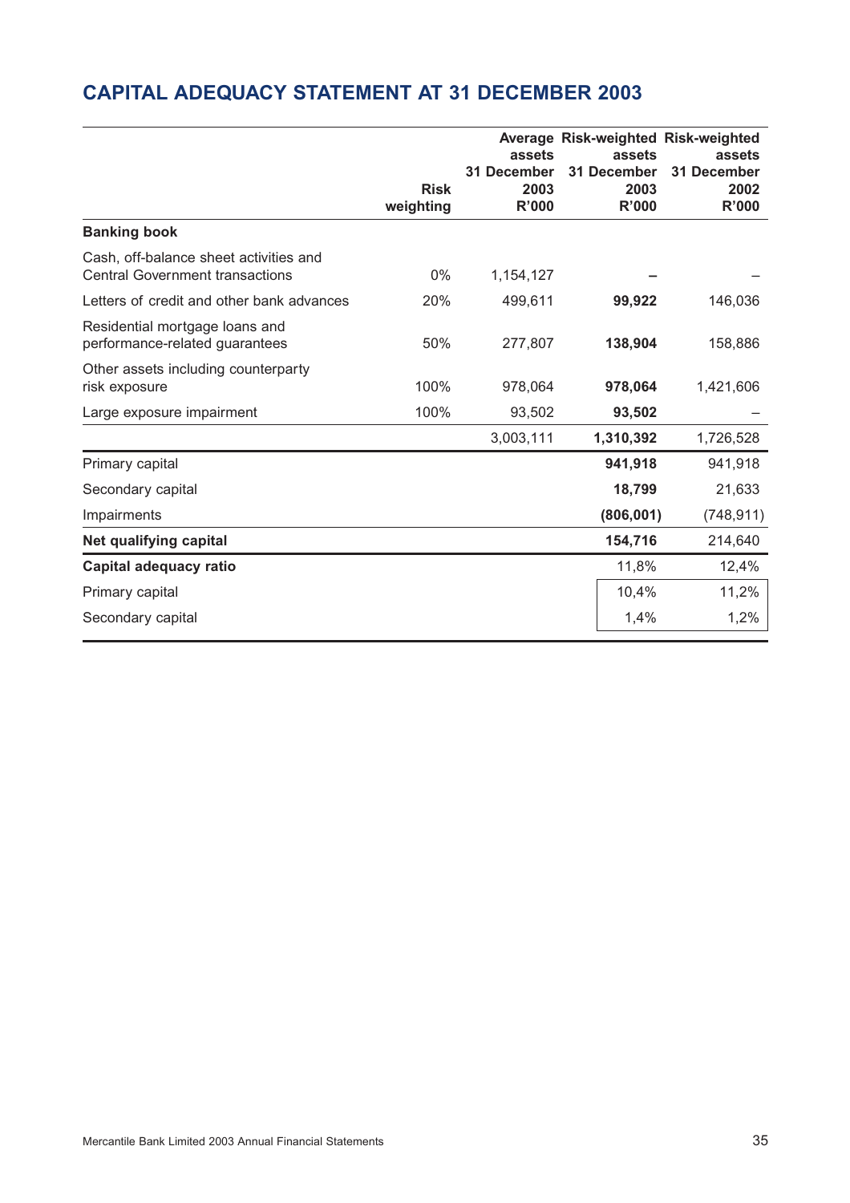## CAPITAL ADEQUACY STATEMENT AT 31 DECEMBER 2003

| | Risk weighting | Average assets 31 December 2003 R'000 | Risk-weighted assets 31 December 2003 R'000 | Risk-weighted assets 31 December 2002 R'000 |
|---|---|---|---|---|
| **Banking book** | | | | |
| Cash, off-balance sheet activities and Central Government transactions | 0% | 1,154,127 | **–** | – |
| Letters of credit and other bank advances | 20% | 499,611 | **99,922** | 146,036 |
| Residential mortgage loans and performance-related guarantees | 50% | 277,807 | **138,904** | 158,886 |
| Other assets including counterparty risk exposure | 100% | 978,064 | **978,064** | 1,421,606 |
| Large exposure impairment | 100% | 93,502 | **93,502** | – |
| | | 3,003,111 | **1,310,392** | 1,726,528 |
| Primary capital | | | **941,918** | 941,918 |
| Secondary capital | | | **18,799** | 21,633 |
| Impairments | | | **(806,001)** | (748,911) |
| **Net qualifying capital** | | | **154,716** | 214,640 |
| **Capital adequacy ratio** | | | 11,8% | 12,4% |
| Primary capital | | | 10,4% | 11,2% |
| Secondary capital | | | 1,4% | 1,2% |